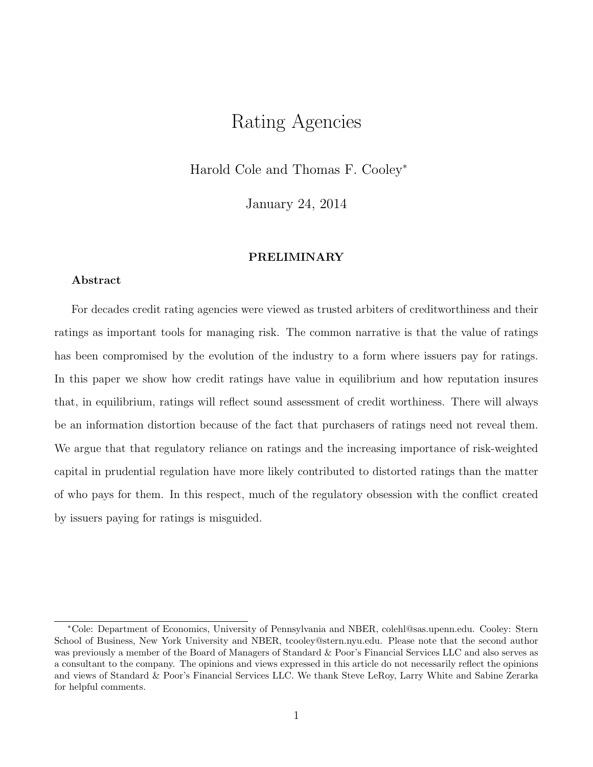# Rating Agencies

Harold Cole and Thomas F. Cooley*

January 24, 2014

**PRELIMINARY**

### Abstract

For decades credit rating agencies were viewed as trusted arbiters of creditworthiness and their ratings as important tools for managing risk. The common narrative is that the value of ratings has been compromised by the evolution of the industry to a form where issuers pay for ratings. In this paper we show how credit ratings have value in equilibrium and how reputation insures that, in equilibrium, ratings will reflect sound assessment of credit worthiness. There will always be an information distortion because of the fact that purchasers of ratings need not reveal them. We argue that that regulatory reliance on ratings and the increasing importance of risk-weighted capital in prudential regulation have more likely contributed to distorted ratings than the matter of who pays for them. In this respect, much of the regulatory obsession with the conflict created by issuers paying for ratings is misguided.

---

*Cole: Department of Economics, University of Pennsylvania and NBER, colehl@sas.upenn.edu. Cooley: Stern School of Business, New York University and NBER, tcooley@stern.nyu.edu. Please note that the second author was previously a member of the Board of Managers of Standard & Poor's Financial Services LLC and also serves as a consultant to the company. The opinions and views expressed in this article do not necessarily reflect the opinions and views of Standard & Poor's Financial Services LLC. We thank Steve LeRoy, Larry White and Sabine Zerarka for helpful comments.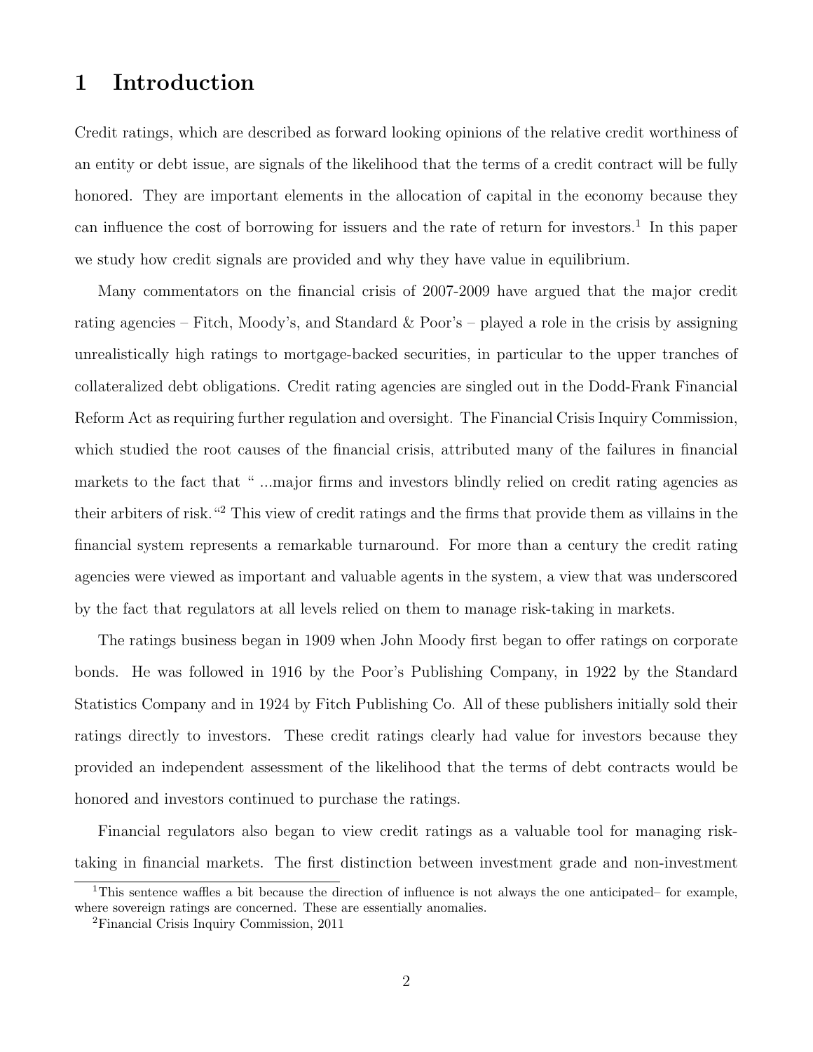# 1 Introduction

Credit ratings, which are described as forward looking opinions of the relative credit worthiness of an entity or debt issue, are signals of the likelihood that the terms of a credit contract will be fully honored. They are important elements in the allocation of capital in the economy because they can influence the cost of borrowing for issuers and the rate of return for investors.[1] In this paper we study how credit signals are provided and why they have value in equilibrium.

Many commentators on the financial crisis of 2007-2009 have argued that the major credit rating agencies – Fitch, Moody's, and Standard & Poor's – played a role in the crisis by assigning unrealistically high ratings to mortgage-backed securities, in particular to the upper tranches of collateralized debt obligations. Credit rating agencies are singled out in the Dodd-Frank Financial Reform Act as requiring further regulation and oversight. The Financial Crisis Inquiry Commission, which studied the root causes of the financial crisis, attributed many of the failures in financial markets to the fact that " ...major firms and investors blindly relied on credit rating agencies as their arbiters of risk."[2] This view of credit ratings and the firms that provide them as villains in the financial system represents a remarkable turnaround. For more than a century the credit rating agencies were viewed as important and valuable agents in the system, a view that was underscored by the fact that regulators at all levels relied on them to manage risk-taking in markets.

The ratings business began in 1909 when John Moody first began to offer ratings on corporate bonds. He was followed in 1916 by the Poor's Publishing Company, in 1922 by the Standard Statistics Company and in 1924 by Fitch Publishing Co. All of these publishers initially sold their ratings directly to investors. These credit ratings clearly had value for investors because they provided an independent assessment of the likelihood that the terms of debt contracts would be honored and investors continued to purchase the ratings.

Financial regulators also began to view credit ratings as a valuable tool for managing risk-taking in financial markets. The first distinction between investment grade and non-investment

[1] This sentence waffles a bit because the direction of influence is not always the one anticipated– for example, where sovereign ratings are concerned. These are essentially anomalies.

[2] Financial Crisis Inquiry Commission, 2011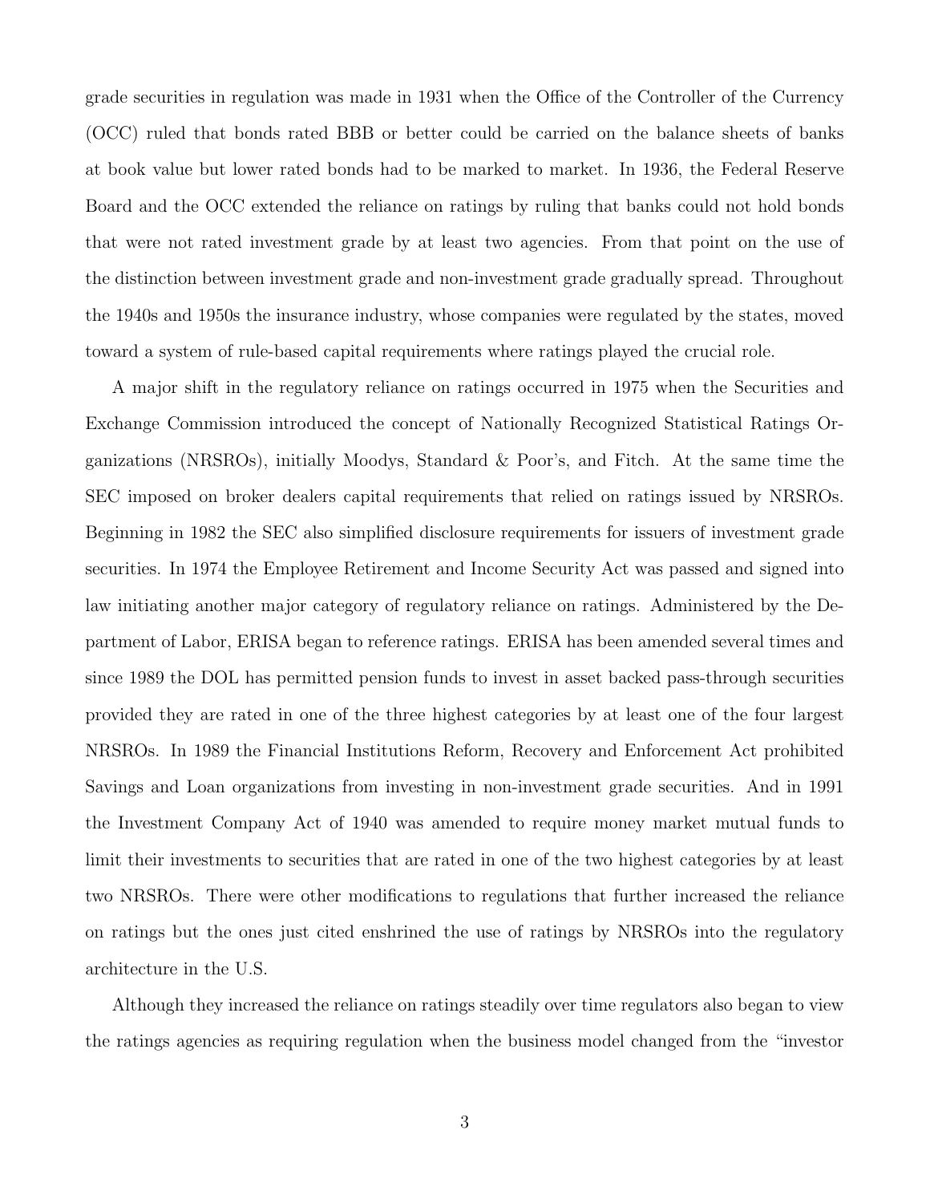grade securities in regulation was made in 1931 when the Office of the Controller of the Currency (OCC) ruled that bonds rated BBB or better could be carried on the balance sheets of banks at book value but lower rated bonds had to be marked to market. In 1936, the Federal Reserve Board and the OCC extended the reliance on ratings by ruling that banks could not hold bonds that were not rated investment grade by at least two agencies. From that point on the use of the distinction between investment grade and non-investment grade gradually spread. Throughout the 1940s and 1950s the insurance industry, whose companies were regulated by the states, moved toward a system of rule-based capital requirements where ratings played the crucial role.

A major shift in the regulatory reliance on ratings occurred in 1975 when the Securities and Exchange Commission introduced the concept of Nationally Recognized Statistical Ratings Organizations (NRSROs), initially Moodys, Standard & Poor's, and Fitch. At the same time the SEC imposed on broker dealers capital requirements that relied on ratings issued by NRSROs. Beginning in 1982 the SEC also simplified disclosure requirements for issuers of investment grade securities. In 1974 the Employee Retirement and Income Security Act was passed and signed into law initiating another major category of regulatory reliance on ratings. Administered by the Department of Labor, ERISA began to reference ratings. ERISA has been amended several times and since 1989 the DOL has permitted pension funds to invest in asset backed pass-through securities provided they are rated in one of the three highest categories by at least one of the four largest NRSROs. In 1989 the Financial Institutions Reform, Recovery and Enforcement Act prohibited Savings and Loan organizations from investing in non-investment grade securities. And in 1991 the Investment Company Act of 1940 was amended to require money market mutual funds to limit their investments to securities that are rated in one of the two highest categories by at least two NRSROs. There were other modifications to regulations that further increased the reliance on ratings but the ones just cited enshrined the use of ratings by NRSROs into the regulatory architecture in the U.S.

Although they increased the reliance on ratings steadily over time regulators also began to view the ratings agencies as requiring regulation when the business model changed from the "investor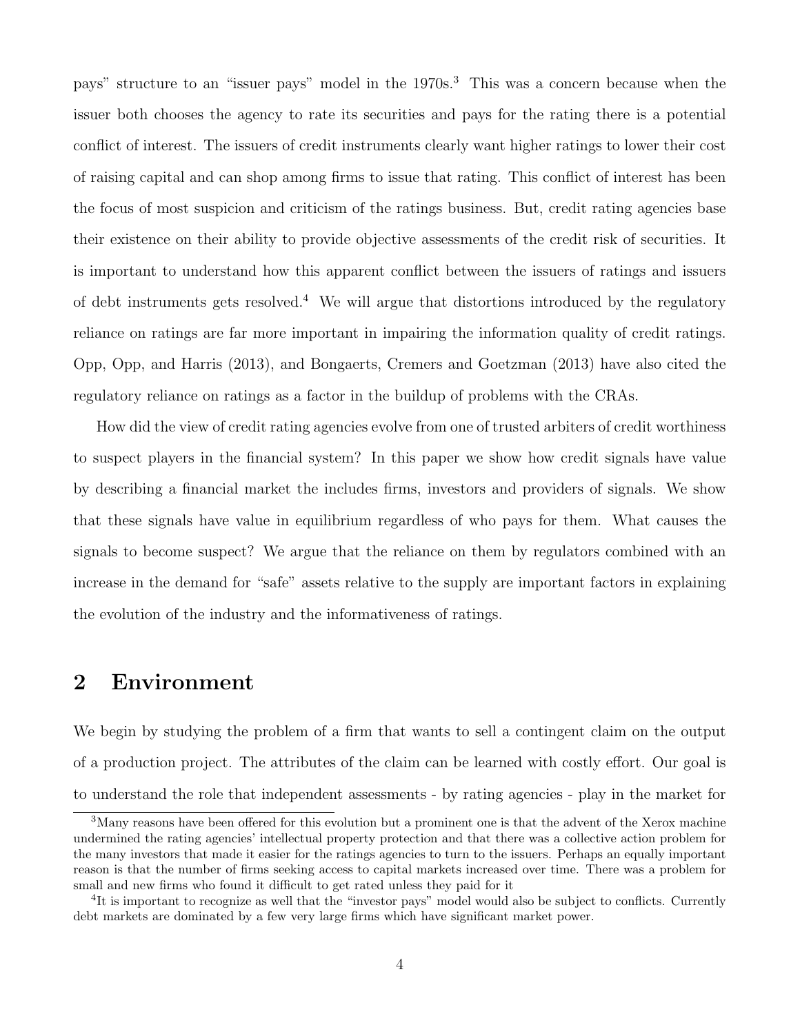pays" structure to an "issuer pays" model in the 1970s.[3] This was a concern because when the issuer both chooses the agency to rate its securities and pays for the rating there is a potential conflict of interest. The issuers of credit instruments clearly want higher ratings to lower their cost of raising capital and can shop among firms to issue that rating. This conflict of interest has been the focus of most suspicion and criticism of the ratings business. But, credit rating agencies base their existence on their ability to provide objective assessments of the credit risk of securities. It is important to understand how this apparent conflict between the issuers of ratings and issuers of debt instruments gets resolved.[4] We will argue that distortions introduced by the regulatory reliance on ratings are far more important in impairing the information quality of credit ratings. Opp, Opp, and Harris (2013), and Bongaerts, Cremers and Goetzman (2013) have also cited the regulatory reliance on ratings as a factor in the buildup of problems with the CRAs.

How did the view of credit rating agencies evolve from one of trusted arbiters of credit worthiness to suspect players in the financial system? In this paper we show how credit signals have value by describing a financial market the includes firms, investors and providers of signals. We show that these signals have value in equilibrium regardless of who pays for them. What causes the signals to become suspect? We argue that the reliance on them by regulators combined with an increase in the demand for "safe" assets relative to the supply are important factors in explaining the evolution of the industry and the informativeness of ratings.

## 2 Environment

We begin by studying the problem of a firm that wants to sell a contingent claim on the output of a production project. The attributes of the claim can be learned with costly effort. Our goal is to understand the role that independent assessments - by rating agencies - play in the market for

[3]Many reasons have been offered for this evolution but a prominent one is that the advent of the Xerox machine undermined the rating agencies' intellectual property protection and that there was a collective action problem for the many investors that made it easier for the ratings agencies to turn to the issuers. Perhaps an equally important reason is that the number of firms seeking access to capital markets increased over time. There was a problem for small and new firms who found it difficult to get rated unless they paid for it

[4]It is important to recognize as well that the "investor pays" model would also be subject to conflicts. Currently debt markets are dominated by a few very large firms which have significant market power.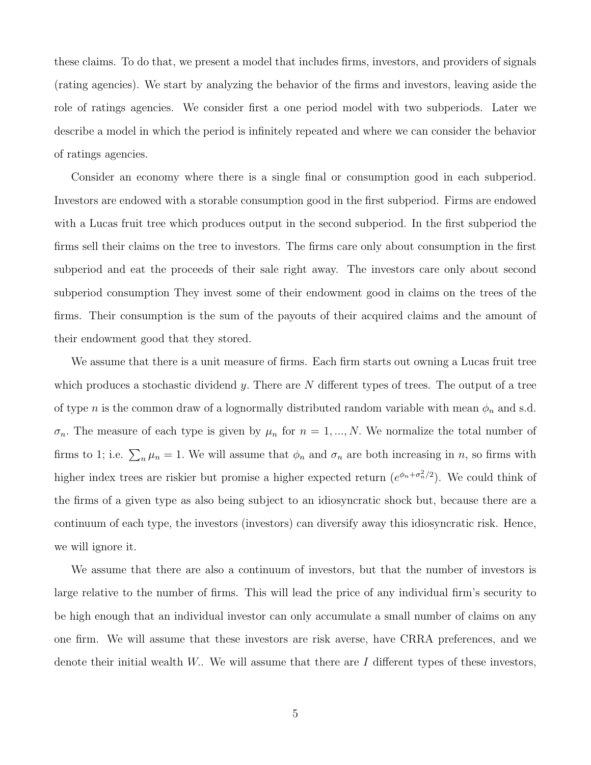these claims. To do that, we present a model that includes firms, investors, and providers of signals (rating agencies). We start by analyzing the behavior of the firms and investors, leaving aside the role of ratings agencies. We consider first a one period model with two subperiods. Later we describe a model in which the period is infinitely repeated and where we can consider the behavior of ratings agencies.

Consider an economy where there is a single final or consumption good in each subperiod. Investors are endowed with a storable consumption good in the first subperiod. Firms are endowed with a Lucas fruit tree which produces output in the second subperiod. In the first subperiod the firms sell their claims on the tree to investors. The firms care only about consumption in the first subperiod and eat the proceeds of their sale right away. The investors care only about second subperiod consumption They invest some of their endowment good in claims on the trees of the firms. Their consumption is the sum of the payouts of their acquired claims and the amount of their endowment good that they stored.

We assume that there is a unit measure of firms. Each firm starts out owning a Lucas fruit tree which produces a stochastic dividend $y$. There are $N$ different types of trees. The output of a tree of type $n$ is the common draw of a lognormally distributed random variable with mean $\phi_n$ and s.d. $\sigma_n$. The measure of each type is given by $\mu_n$ for $n = 1, ..., N$. We normalize the total number of firms to 1; i.e. $\sum_n \mu_n = 1$. We will assume that $\phi_n$ and $\sigma_n$ are both increasing in $n$, so firms with higher index trees are riskier but promise a higher expected return ($e^{\phi_n + \sigma_n^2/2}$). We could think of the firms of a given type as also being subject to an idiosyncratic shock but, because there are a continuum of each type, the investors (investors) can diversify away this idiosyncratic risk. Hence, we will ignore it.

We assume that there are also a continuum of investors, but that the number of investors is large relative to the number of firms. This will lead the price of any individual firm's security to be high enough that an individual investor can only accumulate a small number of claims on any one firm. We will assume that these investors are risk averse, have CRRA preferences, and we denote their initial wealth $W$.. We will assume that there are $I$ different types of these investors,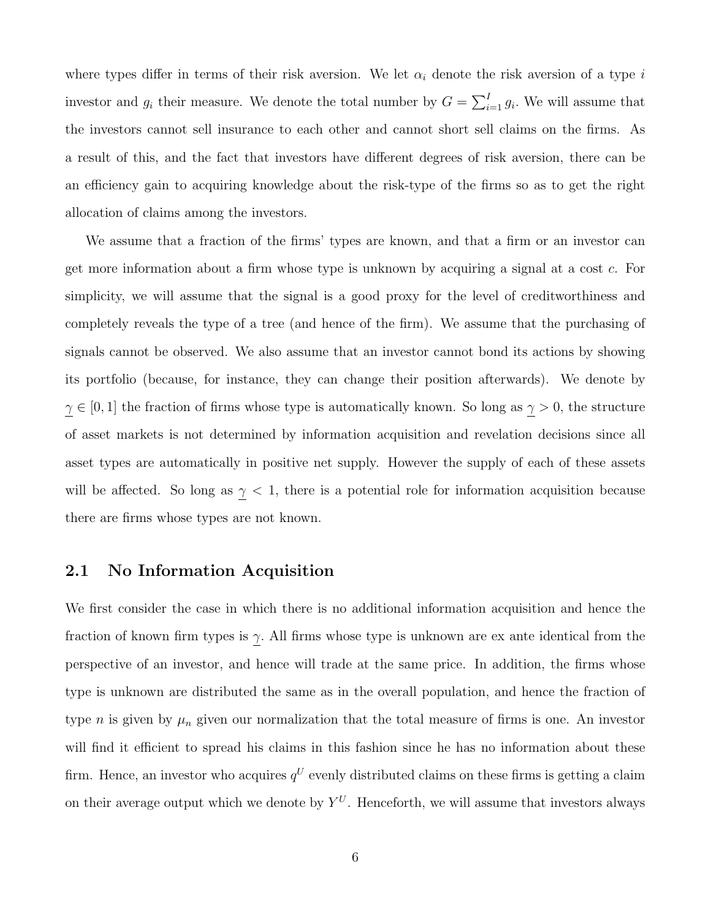where types differ in terms of their risk aversion. We let $\alpha_i$ denote the risk aversion of a type $i$ investor and $g_i$ their measure. We denote the total number by $G = \sum_{i=1}^{I} g_i$. We will assume that the investors cannot sell insurance to each other and cannot short sell claims on the firms. As a result of this, and the fact that investors have different degrees of risk aversion, there can be an efficiency gain to acquiring knowledge about the risk-type of the firms so as to get the right allocation of claims among the investors.

We assume that a fraction of the firms' types are known, and that a firm or an investor can get more information about a firm whose type is unknown by acquiring a signal at a cost $c$. For simplicity, we will assume that the signal is a good proxy for the level of creditworthiness and completely reveals the type of a tree (and hence of the firm). We assume that the purchasing of signals cannot be observed. We also assume that an investor cannot bond its actions by showing its portfolio (because, for instance, they can change their position afterwards). We denote by $\underline{\gamma} \in [0, 1]$ the fraction of firms whose type is automatically known. So long as $\underline{\gamma} > 0$, the structure of asset markets is not determined by information acquisition and revelation decisions since all asset types are automatically in positive net supply. However the supply of each of these assets will be affected. So long as $\underline{\gamma} < 1$, there is a potential role for information acquisition because there are firms whose types are not known.

## 2.1 No Information Acquisition

We first consider the case in which there is no additional information acquisition and hence the fraction of known firm types is $\underline{\gamma}$. All firms whose type is unknown are ex ante identical from the perspective of an investor, and hence will trade at the same price. In addition, the firms whose type is unknown are distributed the same as in the overall population, and hence the fraction of type $n$ is given by $\mu_n$ given our normalization that the total measure of firms is one. An investor will find it efficient to spread his claims in this fashion since he has no information about these firm. Hence, an investor who acquires $q^U$ evenly distributed claims on these firms is getting a claim on their average output which we denote by $Y^U$. Henceforth, we will assume that investors always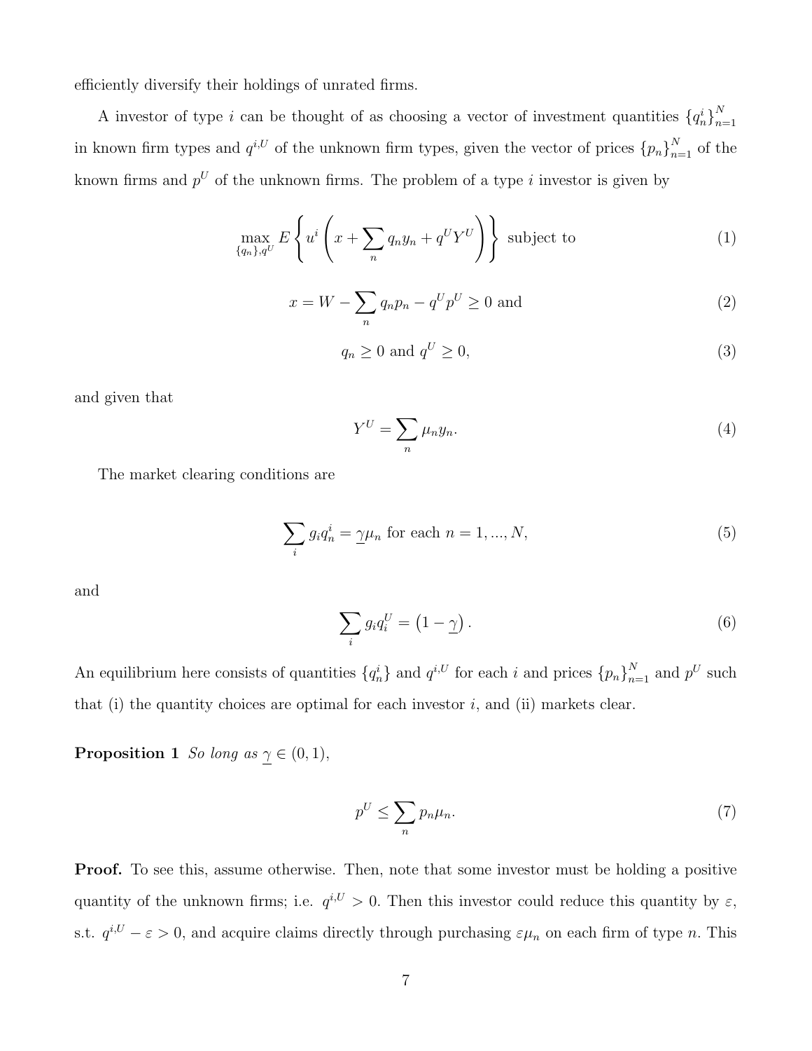efficiently diversify their holdings of unrated firms.

A investor of type $i$ can be thought of as choosing a vector of investment quantities $\{q_n^i\}_{n=1}^N$ in known firm types and $q^{i,U}$ of the unknown firm types, given the vector of prices $\{p_n\}_{n=1}^N$ of the known firms and $p^U$ of the unknown firms. The problem of a type $i$ investor is given by

$$\max_{\{q_n\},q^U} E\left\{u^i\left(x + \sum_n q_n y_n + q^U Y^U\right)\right\} \text{ subject to} \tag{1}$$

$$x = W - \sum_n q_n p_n - q^U p^U \geq 0 \text{ and} \tag{2}$$

$$q_n \geq 0 \text{ and } q^U \geq 0, \tag{3}$$

and given that

$$Y^U = \sum_n \mu_n y_n. \tag{4}$$

The market clearing conditions are

$$\sum_i g_i q_n^i = \underline{\gamma}\mu_n \text{ for each } n = 1, ..., N, \tag{5}$$

and

$$\sum_i g_i q_i^U = \left(1 - \underline{\gamma}\right). \tag{6}$$

An equilibrium here consists of quantities $\{q_n^i\}$ and $q^{i,U}$ for each $i$ and prices $\{p_n\}_{n=1}^N$ and $p^U$ such that (i) the quantity choices are optimal for each investor $i$, and (ii) markets clear.

**Proposition 1** *So long as* $\underline{\gamma} \in (0, 1)$,

$$p^U \leq \sum_n p_n \mu_n. \tag{7}$$

**Proof.** To see this, assume otherwise. Then, note that some investor must be holding a positive quantity of the unknown firms; i.e. $q^{i,U} > 0$. Then this investor could reduce this quantity by $\varepsilon$, s.t. $q^{i,U} - \varepsilon > 0$, and acquire claims directly through purchasing $\varepsilon\mu_n$ on each firm of type $n$. This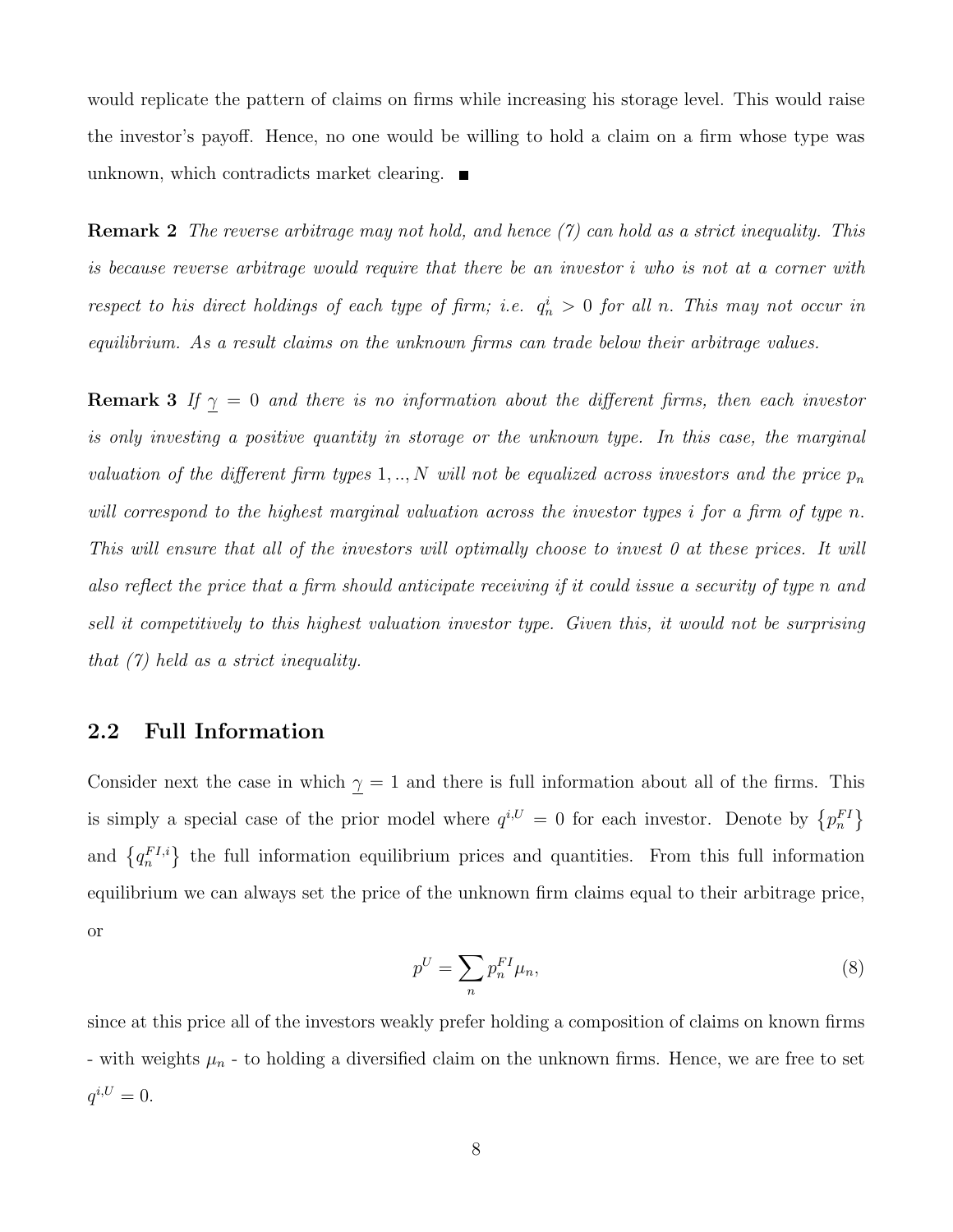would replicate the pattern of claims on firms while increasing his storage level. This would raise the investor's payoff. Hence, no one would be willing to hold a claim on a firm whose type was unknown, which contradicts market clearing. ■

**Remark 2** *The reverse arbitrage may not hold, and hence (7) can hold as a strict inequality. This is because reverse arbitrage would require that there be an investor $i$ who is not at a corner with respect to his direct holdings of each type of firm; i.e. $q_n^i > 0$ for all $n$. This may not occur in equilibrium. As a result claims on the unknown firms can trade below their arbitrage values.*

**Remark 3** *If $\underline{\gamma} = 0$ and there is no information about the different firms, then each investor is only investing a positive quantity in storage or the unknown type. In this case, the marginal valuation of the different firm types $1, .., N$ will not be equalized across investors and the price $p_n$ will correspond to the highest marginal valuation across the investor types $i$ for a firm of type $n$. This will ensure that all of the investors will optimally choose to invest 0 at these prices. It will also reflect the price that a firm should anticipate receiving if it could issue a security of type $n$ and sell it competitively to this highest valuation investor type. Given this, it would not be surprising that (7) held as a strict inequality.*

## 2.2 Full Information

Consider next the case in which $\underline{\gamma} = 1$ and there is full information about all of the firms. This is simply a special case of the prior model where $q^{i,U} = 0$ for each investor. Denote by $\{p_n^{FI}\}$ and $\{q_n^{FI,i}\}$ the full information equilibrium prices and quantities. From this full information equilibrium we can always set the price of the unknown firm claims equal to their arbitrage price, or

$$p^U = \sum_n p_n^{FI} \mu_n, \tag{8}$$

since at this price all of the investors weakly prefer holding a composition of claims on known firms - with weights $\mu_n$ - to holding a diversified claim on the unknown firms. Hence, we are free to set $q^{i,U} = 0$.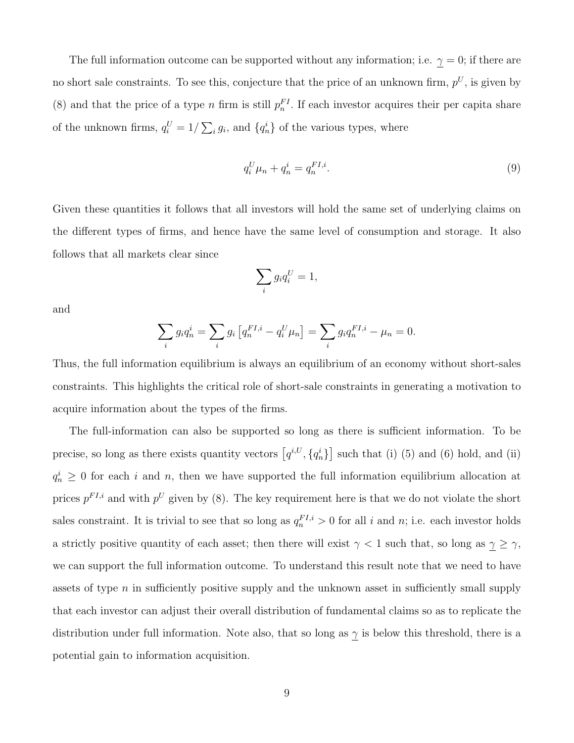The full information outcome can be supported without any information; i.e. $\underline{\gamma} = 0$; if there are no short sale constraints. To see this, conjecture that the price of an unknown firm, $p^U$, is given by (8) and that the price of a type $n$ firm is still $p_n^{FI}$. If each investor acquires their per capita share of the unknown firms, $q_i^U = 1/\sum_i g_i$, and $\{q_n^i\}$ of the various types, where

$$q_i^U \mu_n + q_n^i = q_n^{FI,i}. \tag{9}$$

Given these quantities it follows that all investors will hold the same set of underlying claims on the different types of firms, and hence have the same level of consumption and storage. It also follows that all markets clear since

$$\sum_i g_i q_i^U = 1,$$

and

$$\sum_i g_i q_n^i = \sum_i g_i \left[ q_n^{FI,i} - q_i^U \mu_n \right] = \sum_i g_i q_n^{FI,i} - \mu_n = 0.$$

Thus, the full information equilibrium is always an equilibrium of an economy without short-sales constraints. This highlights the critical role of short-sale constraints in generating a motivation to acquire information about the types of the firms.

The full-information can also be supported so long as there is sufficient information. To be precise, so long as there exists quantity vectors $\left[ q^{i,U}, \{q_n^i\} \right]$ such that (i) (5) and (6) hold, and (ii) $q_n^i \geq 0$ for each $i$ and $n$, then we have supported the full information equilibrium allocation at prices $p^{FI,i}$ and with $p^U$ given by (8). The key requirement here is that we do not violate the short sales constraint. It is trivial to see that so long as $q_n^{FI,i} > 0$ for all $i$ and $n$; i.e. each investor holds a strictly positive quantity of each asset; then there will exist $\gamma < 1$ such that, so long as $\underline{\gamma} \geq \gamma$, we can support the full information outcome. To understand this result note that we need to have assets of type $n$ in sufficiently positive supply and the unknown asset in sufficiently small supply that each investor can adjust their overall distribution of fundamental claims so as to replicate the distribution under full information. Note also, that so long as $\underline{\gamma}$ is below this threshold, there is a potential gain to information acquisition.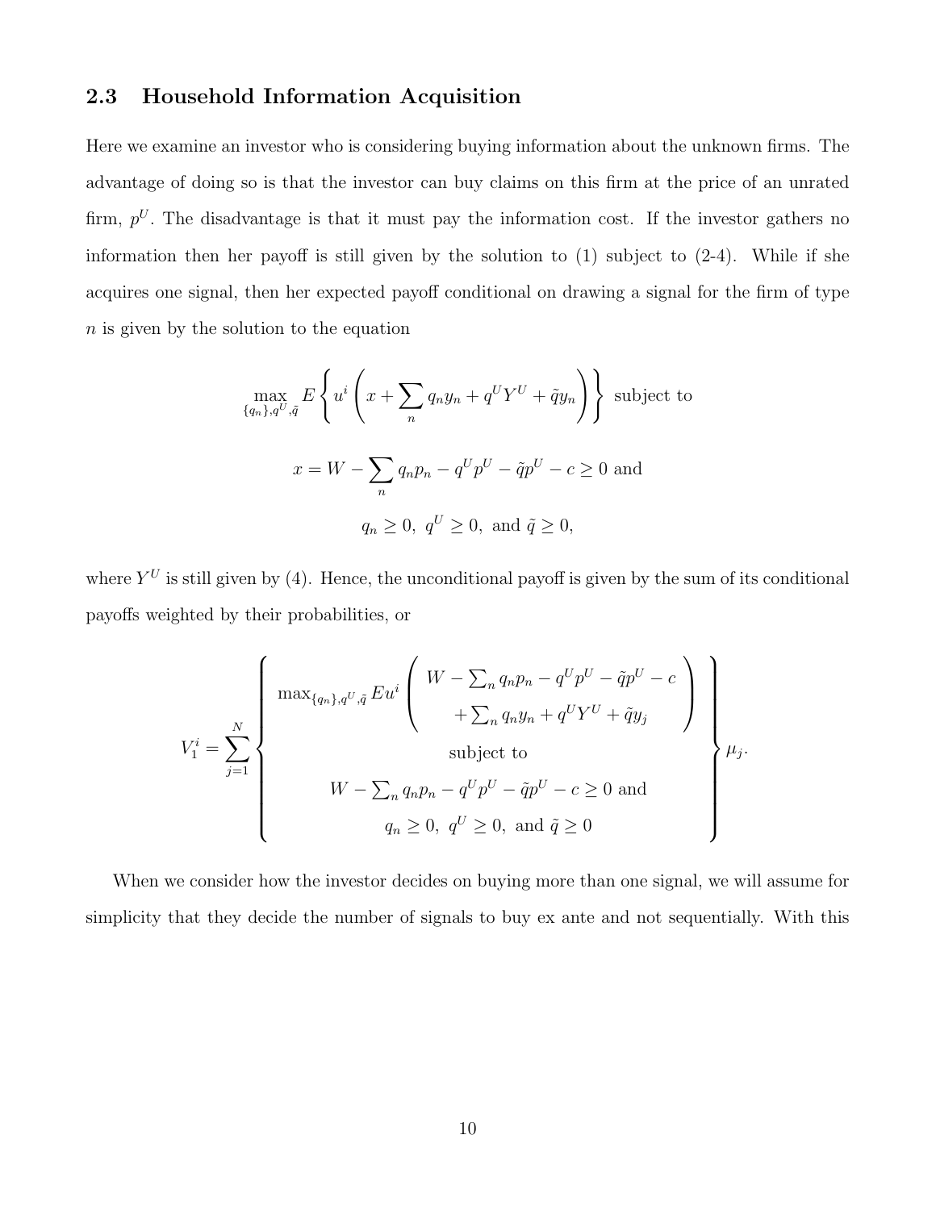## 2.3 Household Information Acquisition

Here we examine an investor who is considering buying information about the unknown firms. The advantage of doing so is that the investor can buy claims on this firm at the price of an unrated firm, $p^U$. The disadvantage is that it must pay the information cost. If the investor gathers no information then her payoff is still given by the solution to (1) subject to (2-4). While if she acquires one signal, then her expected payoff conditional on drawing a signal for the firm of type $n$ is given by the solution to the equation

$$\max_{\{q_n\},q^U,\tilde{q}} E\left\{u^i\left(x + \sum_n q_n y_n + q^U Y^U + \tilde{q} y_n\right)\right\} \text{ subject to}$$

$$x = W - \sum_n q_n p_n - q^U p^U - \tilde{q} p^U - c \geq 0 \text{ and}$$

$$q_n \geq 0, \; q^U \geq 0, \text{ and } \tilde{q} \geq 0,$$

where $Y^U$ is still given by (4). Hence, the unconditional payoff is given by the sum of its conditional payoffs weighted by their probabilities, or

$$V_1^i = \sum_{j=1}^{N} \left\{ \begin{array}{c} \max_{\{q_n\},q^U,\tilde{q}} Eu^i \left( \begin{array}{c} W - \sum_n q_n p_n - q^U p^U - \tilde{q} p^U - c \\ + \sum_n q_n y_n + q^U Y^U + \tilde{q} y_j \end{array} \right) \\ \text{subject to} \\ W - \sum_n q_n p_n - q^U p^U - \tilde{q} p^U - c \geq 0 \text{ and} \\ q_n \geq 0, \; q^U \geq 0, \text{ and } \tilde{q} \geq 0 \end{array} \right\} \mu_j.$$

When we consider how the investor decides on buying more than one signal, we will assume for simplicity that they decide the number of signals to buy ex ante and not sequentially. With this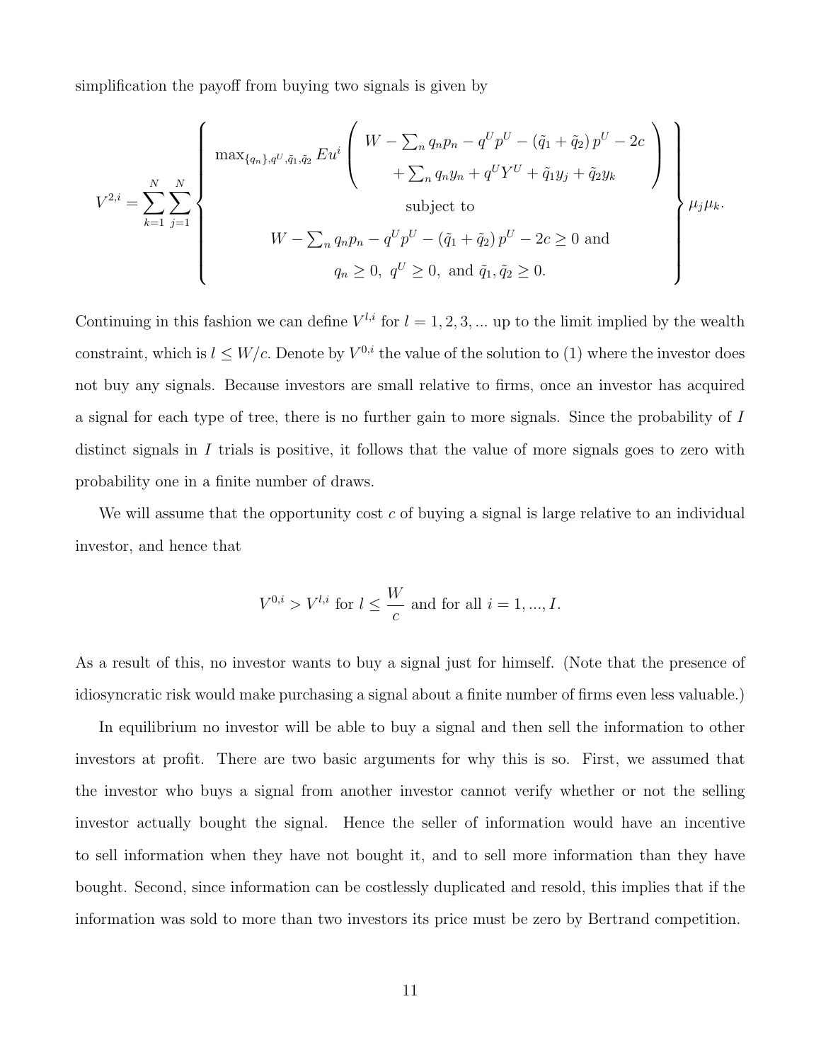simplification the payoff from buying two signals is given by

$$
V^{2,i} = \sum_{k=1}^{N} \sum_{j=1}^{N} \left\{ \begin{array}{c} \max_{\{q_n\},q^U,\tilde{q}_1,\tilde{q}_2} Eu^i \left( \begin{array}{c} W - \sum_n q_n p_n - q^U p^U - (\tilde{q}_1 + \tilde{q}_2) p^U - 2c \\ + \sum_n q_n y_n + q^U Y^U + \tilde{q}_1 y_j + \tilde{q}_2 y_k \end{array} \right) \\ \text{subject to} \\ W - \sum_n q_n p_n - q^U p^U - (\tilde{q}_1 + \tilde{q}_2) p^U - 2c \geq 0 \text{ and} \\ q_n \geq 0, \; q^U \geq 0, \; \text{and } \tilde{q}_1, \tilde{q}_2 \geq 0. \end{array} \right\} \mu_j \mu_k.
$$

Continuing in this fashion we can define $V^{l,i}$ for $l = 1, 2, 3, ...$ up to the limit implied by the wealth constraint, which is $l \leq W/c$. Denote by $V^{0,i}$ the value of the solution to (1) where the investor does not buy any signals. Because investors are small relative to firms, once an investor has acquired a signal for each type of tree, there is no further gain to more signals. Since the probability of $I$ distinct signals in $I$ trials is positive, it follows that the value of more signals goes to zero with probability one in a finite number of draws.

We will assume that the opportunity cost $c$ of buying a signal is large relative to an individual investor, and hence that

$$
V^{0,i} > V^{l,i} \text{ for } l \leq \frac{W}{c} \text{ and for all } i = 1, ..., I.
$$

As a result of this, no investor wants to buy a signal just for himself. (Note that the presence of idiosyncratic risk would make purchasing a signal about a finite number of firms even less valuable.)

In equilibrium no investor will be able to buy a signal and then sell the information to other investors at profit. There are two basic arguments for why this is so. First, we assumed that the investor who buys a signal from another investor cannot verify whether or not the selling investor actually bought the signal. Hence the seller of information would have an incentive to sell information when they have not bought it, and to sell more information than they have bought. Second, since information can be costlessly duplicated and resold, this implies that if the information was sold to more than two investors its price must be zero by Bertrand competition.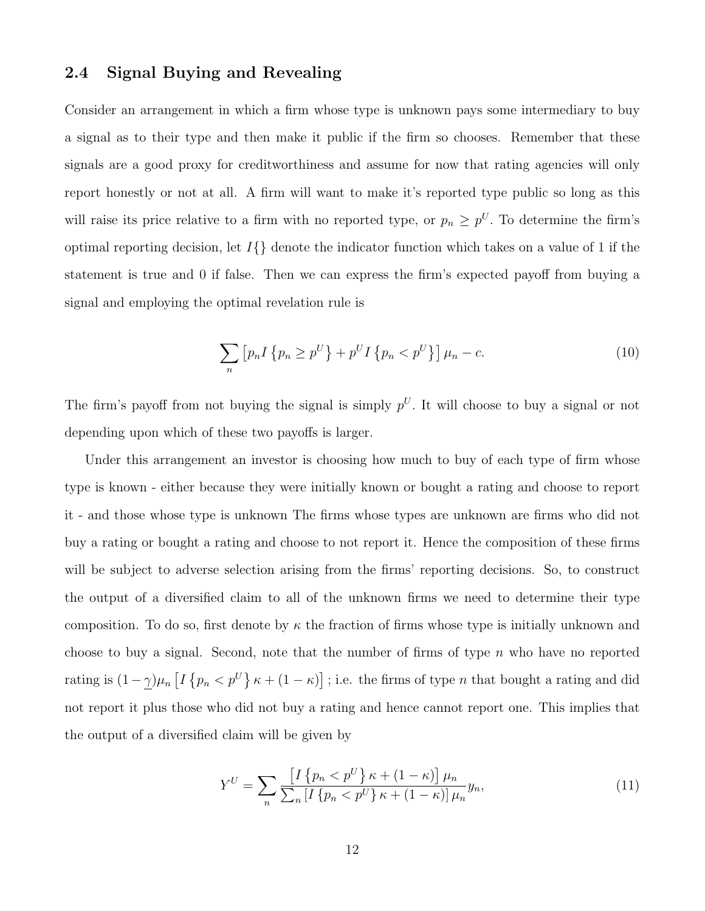## 2.4 Signal Buying and Revealing

Consider an arrangement in which a firm whose type is unknown pays some intermediary to buy a signal as to their type and then make it public if the firm so chooses. Remember that these signals are a good proxy for creditworthiness and assume for now that rating agencies will only report honestly or not at all. A firm will want to make it's reported type public so long as this will raise its price relative to a firm with no reported type, or $p_n \geq p^U$. To determine the firm's optimal reporting decision, let $I\{\}$ denote the indicator function which takes on a value of 1 if the statement is true and 0 if false. Then we can express the firm's expected payoff from buying a signal and employing the optimal revelation rule is

$$\sum_n \left[ p_n I\left\{p_n \geq p^U\right\} + p^U I\left\{p_n < p^U\right\}\right] \mu_n - c. \tag{10}$$

The firm's payoff from not buying the signal is simply $p^U$. It will choose to buy a signal or not depending upon which of these two payoffs is larger.

Under this arrangement an investor is choosing how much to buy of each type of firm whose type is known - either because they were initially known or bought a rating and choose to report it - and those whose type is unknown The firms whose types are unknown are firms who did not buy a rating or bought a rating and choose to not report it. Hence the composition of these firms will be subject to adverse selection arising from the firms' reporting decisions. So, to construct the output of a diversified claim to all of the unknown firms we need to determine their type composition. To do so, first denote by $\kappa$ the fraction of firms whose type is initially unknown and choose to buy a signal. Second, note that the number of firms of type $n$ who have no reported rating is $(1-\underline{\gamma})\mu_n \left[ I\left\{p_n < p^U\right\} \kappa + (1-\kappa)\right]$ ; i.e. the firms of type $n$ that bought a rating and did not report it plus those who did not buy a rating and hence cannot report one. This implies that the output of a diversified claim will be given by

$$Y^U = \sum_n \frac{\left[ I\left\{p_n < p^U\right\} \kappa + (1-\kappa)\right] \mu_n}{\sum_n \left[ I\left\{p_n < p^U\right\} \kappa + (1-\kappa)\right] \mu_n} y_n, \tag{11}$$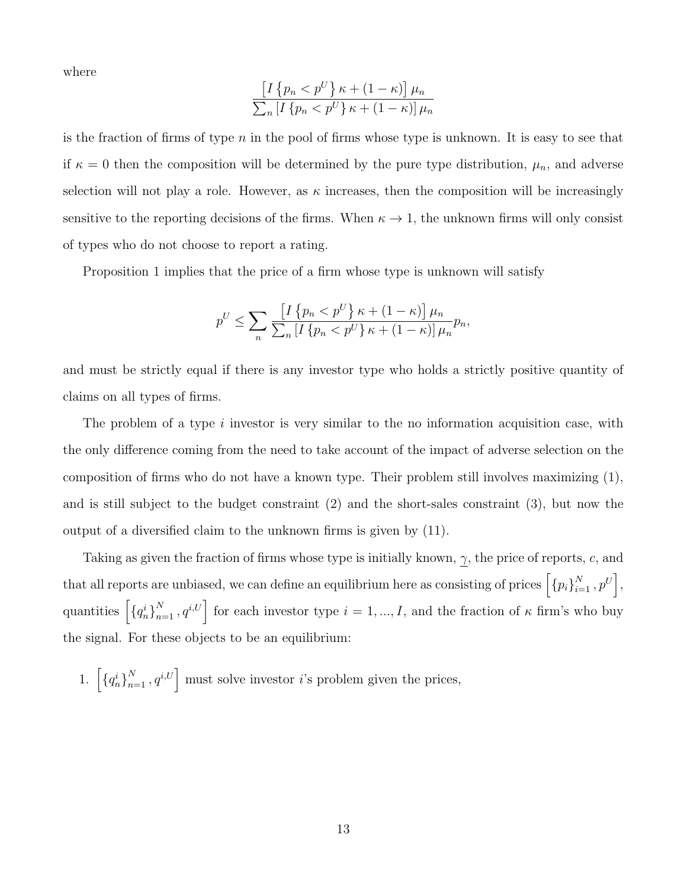where

$$\frac{\left[I\left\{p_n < p^U\right\}\kappa + (1-\kappa)\right]\mu_n}{\sum_n \left[I\left\{p_n < p^U\right\}\kappa + (1-\kappa)\right]\mu_n}$$

is the fraction of firms of type $n$ in the pool of firms whose type is unknown. It is easy to see that if $\kappa = 0$ then the composition will be determined by the pure type distribution, $\mu_n$, and adverse selection will not play a role. However, as $\kappa$ increases, then the composition will be increasingly sensitive to the reporting decisions of the firms. When $\kappa \to 1$, the unknown firms will only consist of types who do not choose to report a rating.

Proposition 1 implies that the price of a firm whose type is unknown will satisfy

$$p^U \leq \sum_n \frac{\left[I\left\{p_n < p^U\right\}\kappa + (1-\kappa)\right]\mu_n}{\sum_n \left[I\left\{p_n < p^U\right\}\kappa + (1-\kappa)\right]\mu_n} p_n,$$

and must be strictly equal if there is any investor type who holds a strictly positive quantity of claims on all types of firms.

The problem of a type $i$ investor is very similar to the no information acquisition case, with the only difference coming from the need to take account of the impact of adverse selection on the composition of firms who do not have a known type. Their problem still involves maximizing (1), and is still subject to the budget constraint (2) and the short-sales constraint (3), but now the output of a diversified claim to the unknown firms is given by (11).

Taking as given the fraction of firms whose type is initially known, $\underline{\gamma}$, the price of reports, $c$, and that all reports are unbiased, we can define an equilibrium here as consisting of prices $\left[\{p_i\}_{i=1}^N, p^U\right]$, quantities $\left[\{q_n^i\}_{n=1}^N, q^{i,U}\right]$ for each investor type $i = 1, ..., I$, and the fraction of $\kappa$ firm's who buy the signal. For these objects to be an equilibrium:

1. $\left[\{q_n^i\}_{n=1}^N, q^{i,U}\right]$ must solve investor $i$'s problem given the prices,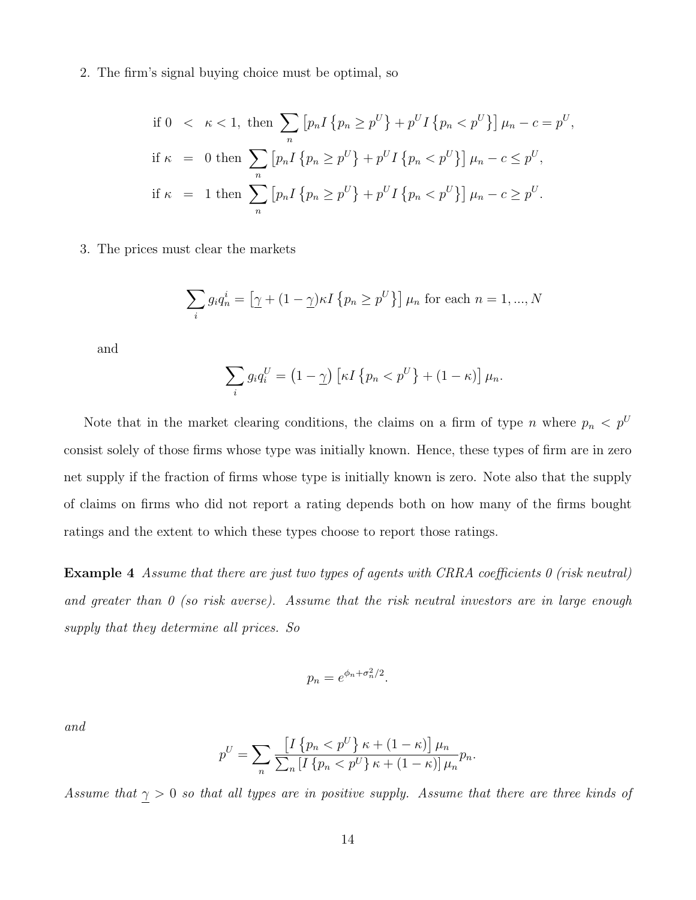2. The firm's signal buying choice must be optimal, so

$$
\begin{aligned}
\text{if } 0 &< \kappa < 1, \text{ then } \sum_n \left[ p_n I\left\{ p_n \geq p^U \right\} + p^U I\left\{ p_n < p^U \right\} \right] \mu_n - c = p^U, \\
\text{if } \kappa &= 0 \text{ then } \sum_n \left[ p_n I\left\{ p_n \geq p^U \right\} + p^U I\left\{ p_n < p^U \right\} \right] \mu_n - c \leq p^U, \\
\text{if } \kappa &= 1 \text{ then } \sum_n \left[ p_n I\left\{ p_n \geq p^U \right\} + p^U I\left\{ p_n < p^U \right\} \right] \mu_n - c \geq p^U.
\end{aligned}
$$

3. The prices must clear the markets

$$
\sum_i g_i q_n^i = \left[ \underline{\gamma} + (1 - \underline{\gamma}) \kappa I\left\{ p_n \geq p^U \right\} \right] \mu_n \text{ for each } n = 1, ..., N
$$

and

$$
\sum_i g_i q_i^U = \left(1 - \underline{\gamma}\right) \left[ \kappa I\left\{ p_n < p^U \right\} + (1 - \kappa) \right] \mu_n.
$$

Note that in the market clearing conditions, the claims on a firm of type $n$ where $p_n < p^U$ consist solely of those firms whose type was initially known. Hence, these types of firm are in zero net supply if the fraction of firms whose type is initially known is zero. Note also that the supply of claims on firms who did not report a rating depends both on how many of the firms bought ratings and the extent to which these types choose to report those ratings.

**Example 4** *Assume that there are just two types of agents with CRRA coefficients 0 (risk neutral) and greater than 0 (so risk averse). Assume that the risk neutral investors are in large enough supply that they determine all prices. So*

$$
p_n = e^{\phi_n + \sigma_n^2/2}.
$$

*and*

$$
p^U = \sum_n \frac{\left[ I\left\{ p_n < p^U \right\} \kappa + (1 - \kappa) \right] \mu_n}{\sum_n \left[ I\left\{ p_n < p^U \right\} \kappa + (1 - \kappa) \right] \mu_n} p_n.
$$

*Assume that $\underline{\gamma} > 0$ so that all types are in positive supply. Assume that there are three kinds of*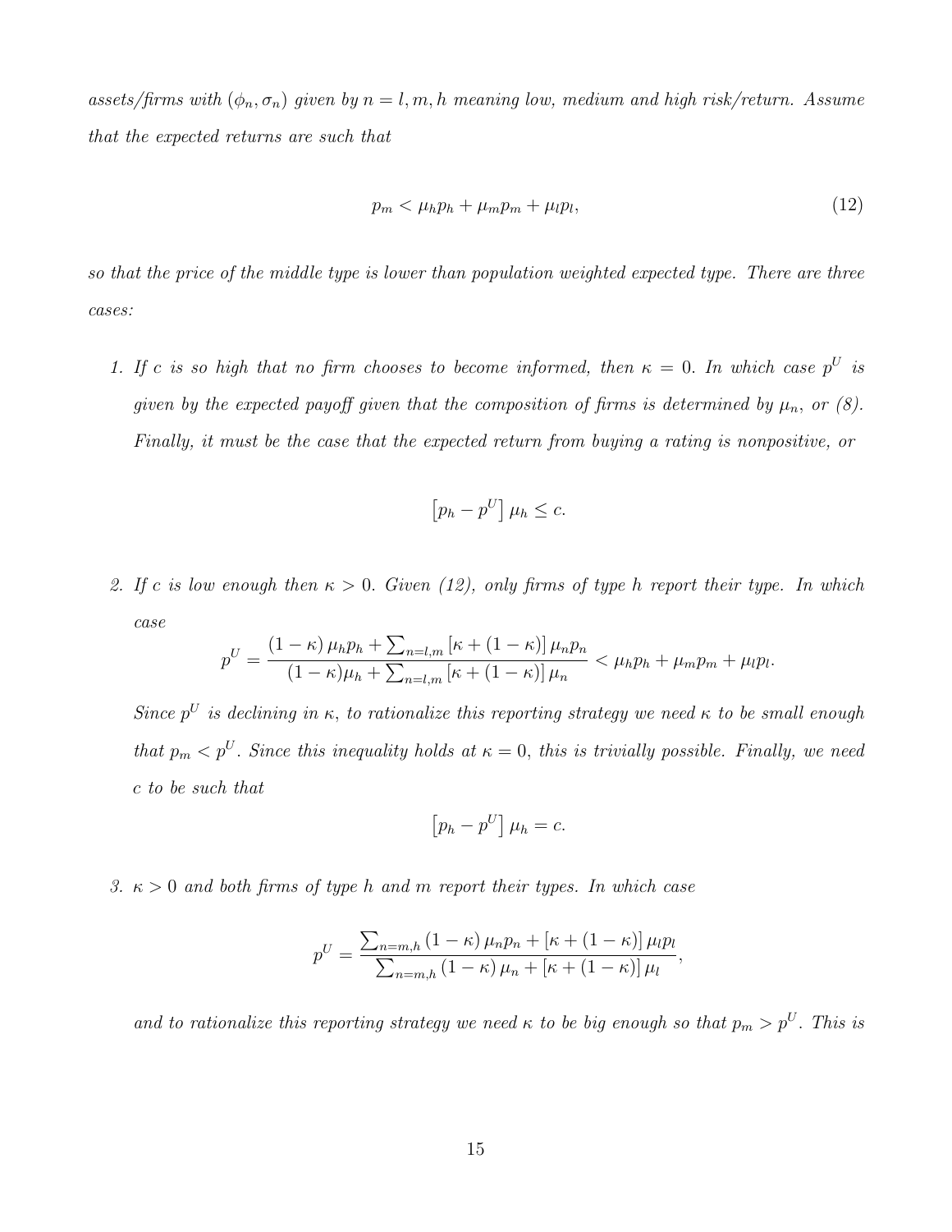*assets/firms with $(\phi_n, \sigma_n)$ given by $n = l, m, h$ meaning low, medium and high risk/return. Assume that the expected returns are such that*

$$p_m < \mu_h p_h + \mu_m p_m + \mu_l p_l, \tag{12}$$

*so that the price of the middle type is lower than population weighted expected type. There are three cases:*

1. *If $c$ is so high that no firm chooses to become informed, then $\kappa = 0$. In which case $p^U$ is given by the expected payoff given that the composition of firms is determined by $\mu_n$, or (8). Finally, it must be the case that the expected return from buying a rating is nonpositive, or*

$$\left[p_h - p^U\right] \mu_h \leq c.$$

2. *If $c$ is low enough then $\kappa > 0$. Given (12), only firms of type $h$ report their type. In which case*

$$p^U = \frac{(1-\kappa)\,\mu_h p_h + \sum_{n=l,m} \left[\kappa + (1-\kappa)\right] \mu_n p_n}{(1-\kappa)\mu_h + \sum_{n=l,m} \left[\kappa + (1-\kappa)\right] \mu_n} < \mu_h p_h + \mu_m p_m + \mu_l p_l.$$

   *Since $p^U$ is declining in $\kappa$, to rationalize this reporting strategy we need $\kappa$ to be small enough that $p_m < p^U$. Since this inequality holds at $\kappa = 0$, this is trivially possible. Finally, we need $c$ to be such that*

$$\left[p_h - p^U\right] \mu_h = c.$$

3. *$\kappa > 0$ and both firms of type $h$ and $m$ report their types. In which case*

$$p^U = \frac{\sum_{n=m,h} (1-\kappa)\,\mu_n p_n + \left[\kappa + (1-\kappa)\right] \mu_l p_l}{\sum_{n=m,h} (1-\kappa)\,\mu_n + \left[\kappa + (1-\kappa)\right] \mu_l},$$

   *and to rationalize this reporting strategy we need $\kappa$ to be big enough so that $p_m > p^U$. This is*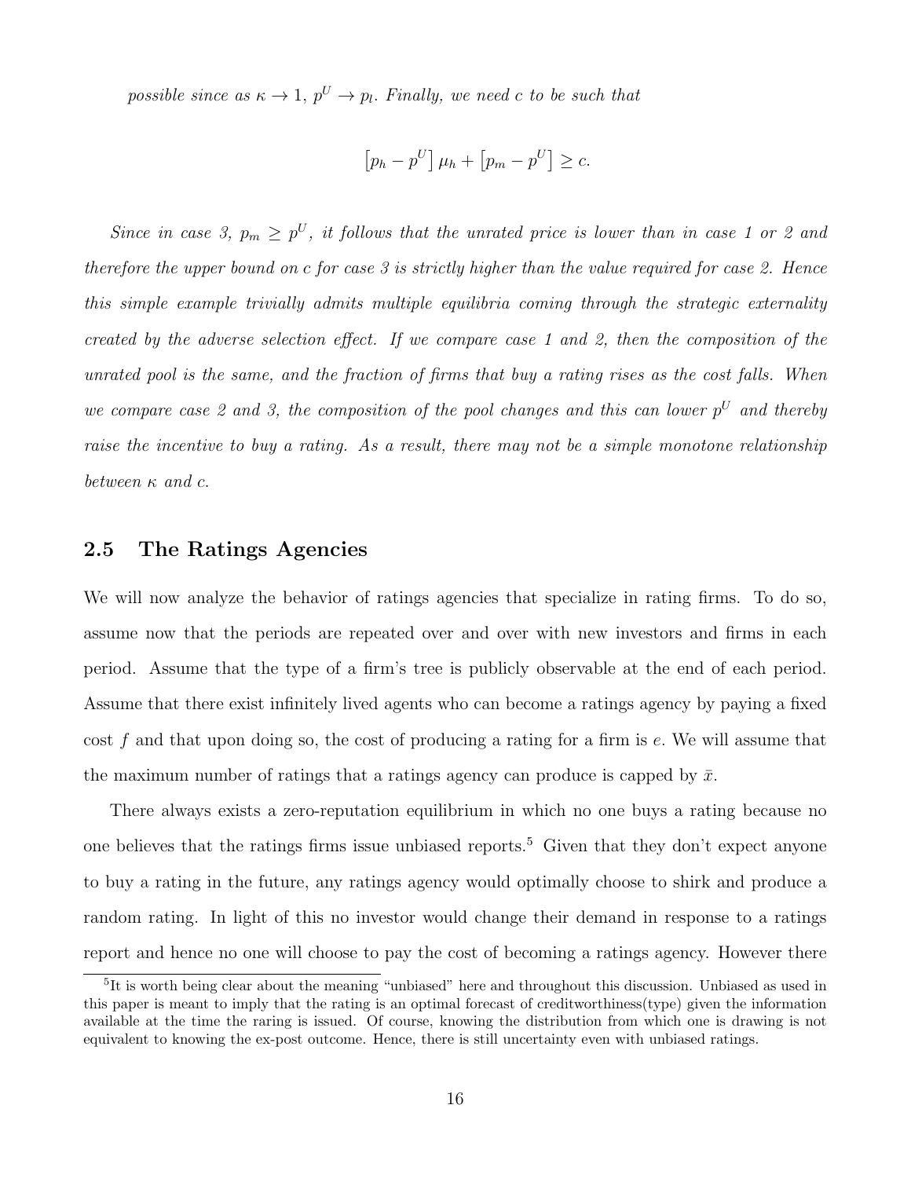*possible since as $\kappa \to 1$, $p^U \to p_l$. Finally, we need $c$ to be such that*

$$\left[p_h - p^U\right]\mu_h + \left[p_m - p^U\right] \geq c.$$

*Since in case 3, $p_m \geq p^U$, it follows that the unrated price is lower than in case 1 or 2 and therefore the upper bound on c for case 3 is strictly higher than the value required for case 2. Hence this simple example trivially admits multiple equilibria coming through the strategic externality created by the adverse selection effect. If we compare case 1 and 2, then the composition of the unrated pool is the same, and the fraction of firms that buy a rating rises as the cost falls. When we compare case 2 and 3, the composition of the pool changes and this can lower $p^U$ and thereby raise the incentive to buy a rating. As a result, there may not be a simple monotone relationship between $\kappa$ and $c$.*

## 2.5 The Ratings Agencies

We will now analyze the behavior of ratings agencies that specialize in rating firms. To do so, assume now that the periods are repeated over and over with new investors and firms in each period. Assume that the type of a firm's tree is publicly observable at the end of each period. Assume that there exist infinitely lived agents who can become a ratings agency by paying a fixed cost $f$ and that upon doing so, the cost of producing a rating for a firm is $e$. We will assume that the maximum number of ratings that a ratings agency can produce is capped by $\bar{x}$.

There always exists a zero-reputation equilibrium in which no one buys a rating because no one believes that the ratings firms issue unbiased reports.[5] Given that they don't expect anyone to buy a rating in the future, any ratings agency would optimally choose to shirk and produce a random rating. In light of this no investor would change their demand in response to a ratings report and hence no one will choose to pay the cost of becoming a ratings agency. However there

[5] It is worth being clear about the meaning "unbiased" here and throughout this discussion. Unbiased as used in this paper is meant to imply that the rating is an optimal forecast of creditworthiness(type) given the information available at the time the raring is issued. Of course, knowing the distribution from which one is drawing is not equivalent to knowing the ex-post outcome. Hence, there is still uncertainty even with unbiased ratings.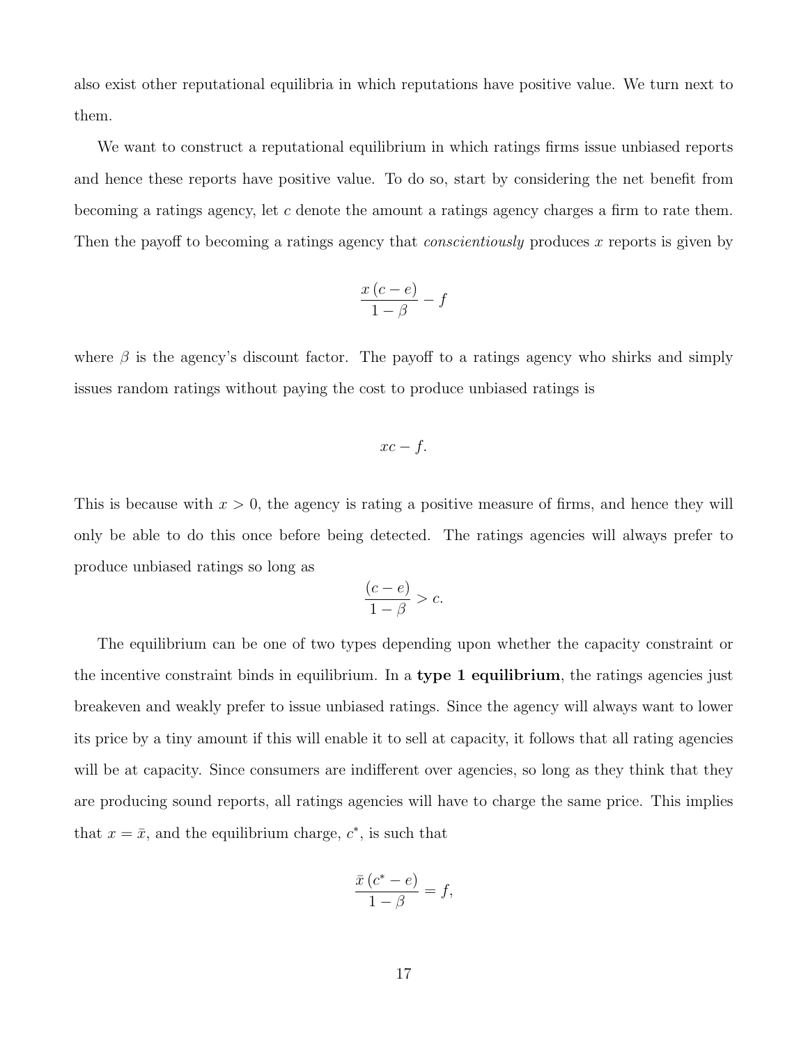also exist other reputational equilibria in which reputations have positive value. We turn next to them.

We want to construct a reputational equilibrium in which ratings firms issue unbiased reports and hence these reports have positive value. To do so, start by considering the net benefit from becoming a ratings agency, let $c$ denote the amount a ratings agency charges a firm to rate them. Then the payoff to becoming a ratings agency that *conscientiously* produces $x$ reports is given by

$$\frac{x\,(c-e)}{1-\beta}-f$$

where $\beta$ is the agency's discount factor. The payoff to a ratings agency who shirks and simply issues random ratings without paying the cost to produce unbiased ratings is

$$xc-f.$$

This is because with $x>0$, the agency is rating a positive measure of firms, and hence they will only be able to do this once before being detected. The ratings agencies will always prefer to produce unbiased ratings so long as

$$\frac{(c-e)}{1-\beta}>c.$$

The equilibrium can be one of two types depending upon whether the capacity constraint or the incentive constraint binds in equilibrium. In a **type 1 equilibrium**, the ratings agencies just breakeven and weakly prefer to issue unbiased ratings. Since the agency will always want to lower its price by a tiny amount if this will enable it to sell at capacity, it follows that all rating agencies will be at capacity. Since consumers are indifferent over agencies, so long as they think that they are producing sound reports, all ratings agencies will have to charge the same price. This implies that $x=\bar{x}$, and the equilibrium charge, $c^{*}$, is such that

$$\frac{\bar{x}\,(c^{*}-e)}{1-\beta}=f,$$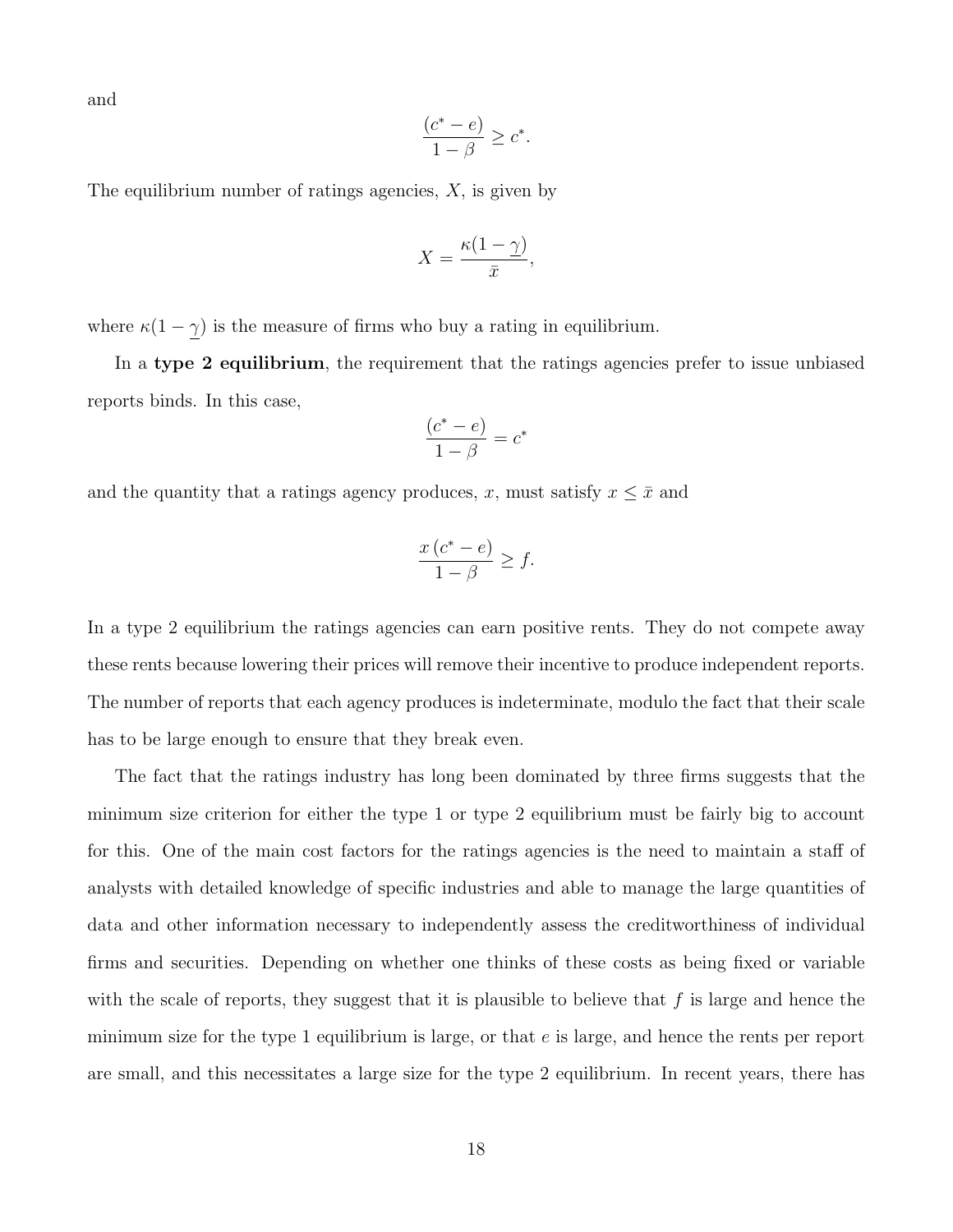and

$$\frac{(c^* - e)}{1 - \beta} \geq c^*.$$

The equilibrium number of ratings agencies, $X$, is given by

$$X = \frac{\kappa(1 - \underline{\gamma})}{\bar{x}},$$

where $\kappa(1 - \underline{\gamma})$ is the measure of firms who buy a rating in equilibrium.

In a **type 2 equilibrium**, the requirement that the ratings agencies prefer to issue unbiased reports binds. In this case,

$$\frac{(c^* - e)}{1 - \beta} = c^*$$

and the quantity that a ratings agency produces, $x$, must satisfy $x \leq \bar{x}$ and

$$\frac{x\,(c^* - e)}{1 - \beta} \geq f.$$

In a type 2 equilibrium the ratings agencies can earn positive rents. They do not compete away these rents because lowering their prices will remove their incentive to produce independent reports. The number of reports that each agency produces is indeterminate, modulo the fact that their scale has to be large enough to ensure that they break even.

The fact that the ratings industry has long been dominated by three firms suggests that the minimum size criterion for either the type 1 or type 2 equilibrium must be fairly big to account for this. One of the main cost factors for the ratings agencies is the need to maintain a staff of analysts with detailed knowledge of specific industries and able to manage the large quantities of data and other information necessary to independently assess the creditworthiness of individual firms and securities. Depending on whether one thinks of these costs as being fixed or variable with the scale of reports, they suggest that it is plausible to believe that $f$ is large and hence the minimum size for the type 1 equilibrium is large, or that $e$ is large, and hence the rents per report are small, and this necessitates a large size for the type 2 equilibrium. In recent years, there has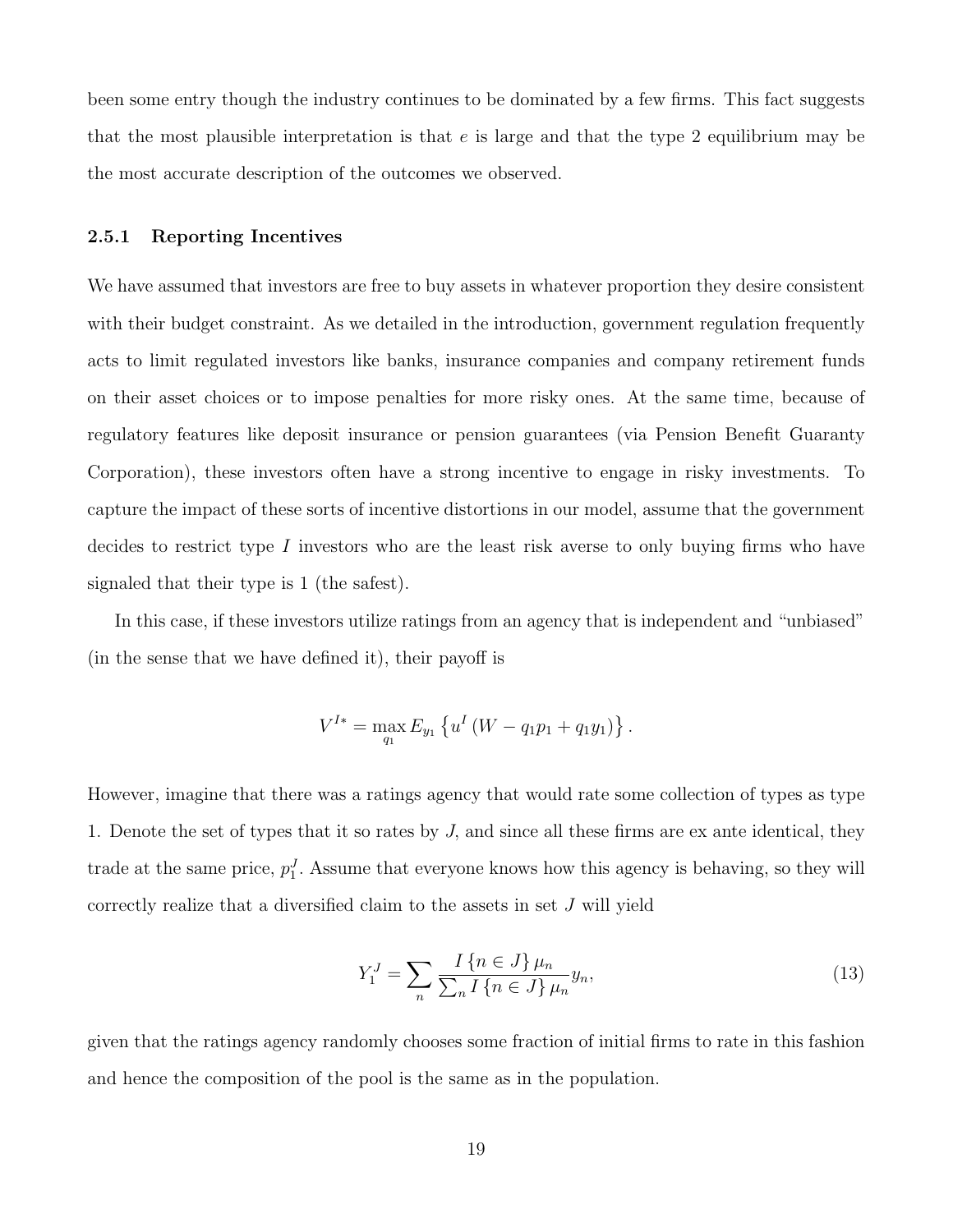been some entry though the industry continues to be dominated by a few firms. This fact suggests that the most plausible interpretation is that $e$ is large and that the type 2 equilibrium may be the most accurate description of the outcomes we observed.

### 2.5.1 Reporting Incentives

We have assumed that investors are free to buy assets in whatever proportion they desire consistent with their budget constraint. As we detailed in the introduction, government regulation frequently acts to limit regulated investors like banks, insurance companies and company retirement funds on their asset choices or to impose penalties for more risky ones. At the same time, because of regulatory features like deposit insurance or pension guarantees (via Pension Benefit Guaranty Corporation), these investors often have a strong incentive to engage in risky investments. To capture the impact of these sorts of incentive distortions in our model, assume that the government decides to restrict type $I$ investors who are the least risk averse to only buying firms who have signaled that their type is 1 (the safest).

In this case, if these investors utilize ratings from an agency that is independent and "unbiased" (in the sense that we have defined it), their payoff is

$$V^{I*} = \max_{q_1} E_{y_1} \left\{ u^I \left( W - q_1 p_1 + q_1 y_1 \right) \right\}.$$

However, imagine that there was a ratings agency that would rate some collection of types as type 1. Denote the set of types that it so rates by $J$, and since all these firms are ex ante identical, they trade at the same price, $p_1^J$. Assume that everyone knows how this agency is behaving, so they will correctly realize that a diversified claim to the assets in set $J$ will yield

$$Y_1^J = \sum_n \frac{I\{n \in J\} \mu_n}{\sum_n I\{n \in J\} \mu_n} y_n, \tag{13}$$

given that the ratings agency randomly chooses some fraction of initial firms to rate in this fashion and hence the composition of the pool is the same as in the population.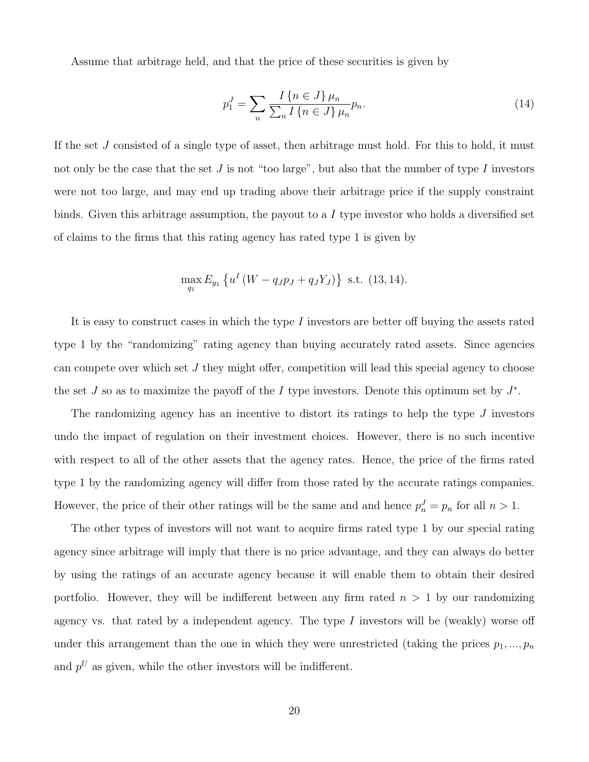Assume that arbitrage held, and that the price of these securities is given by

$$p_1^J = \sum_n \frac{I\{n \in J\}\mu_n}{\sum_n I\{n \in J\}\mu_n} p_n. \tag{14}$$

If the set $J$ consisted of a single type of asset, then arbitrage must hold. For this to hold, it must not only be the case that the set $J$ is not "too large", but also that the number of type $I$ investors were not too large, and may end up trading above their arbitrage price if the supply constraint binds. Given this arbitrage assumption, the payout to a $I$ type investor who holds a diversified set of claims to the firms that this rating agency has rated type 1 is given by

$$\max_{q_1} E_{y_1}\left\{u^I\left(W - q_J p_J + q_J Y_J\right)\right\} \text{ s.t. } (13, 14).$$

It is easy to construct cases in which the type $I$ investors are better off buying the assets rated type 1 by the "randomizing" rating agency than buying accurately rated assets. Since agencies can compete over which set $J$ they might offer, competition will lead this special agency to choose the set $J$ so as to maximize the payoff of the $I$ type investors. Denote this optimum set by $J^*$.

The randomizing agency has an incentive to distort its ratings to help the type $J$ investors undo the impact of regulation on their investment choices. However, there is no such incentive with respect to all of the other assets that the agency rates. Hence, the price of the firms rated type 1 by the randomizing agency will differ from those rated by the accurate ratings companies. However, the price of their other ratings will be the same and and hence $p_n^J = p_n$ for all $n > 1$.

The other types of investors will not want to acquire firms rated type 1 by our special rating agency since arbitrage will imply that there is no price advantage, and they can always do better by using the ratings of an accurate agency because it will enable them to obtain their desired portfolio. However, they will be indifferent between any firm rated $n > 1$ by our randomizing agency vs. that rated by a independent agency. The type $I$ investors will be (weakly) worse off under this arrangement than the one in which they were unrestricted (taking the prices $p_1, ..., p_n$ and $p^U$ as given, while the other investors will be indifferent.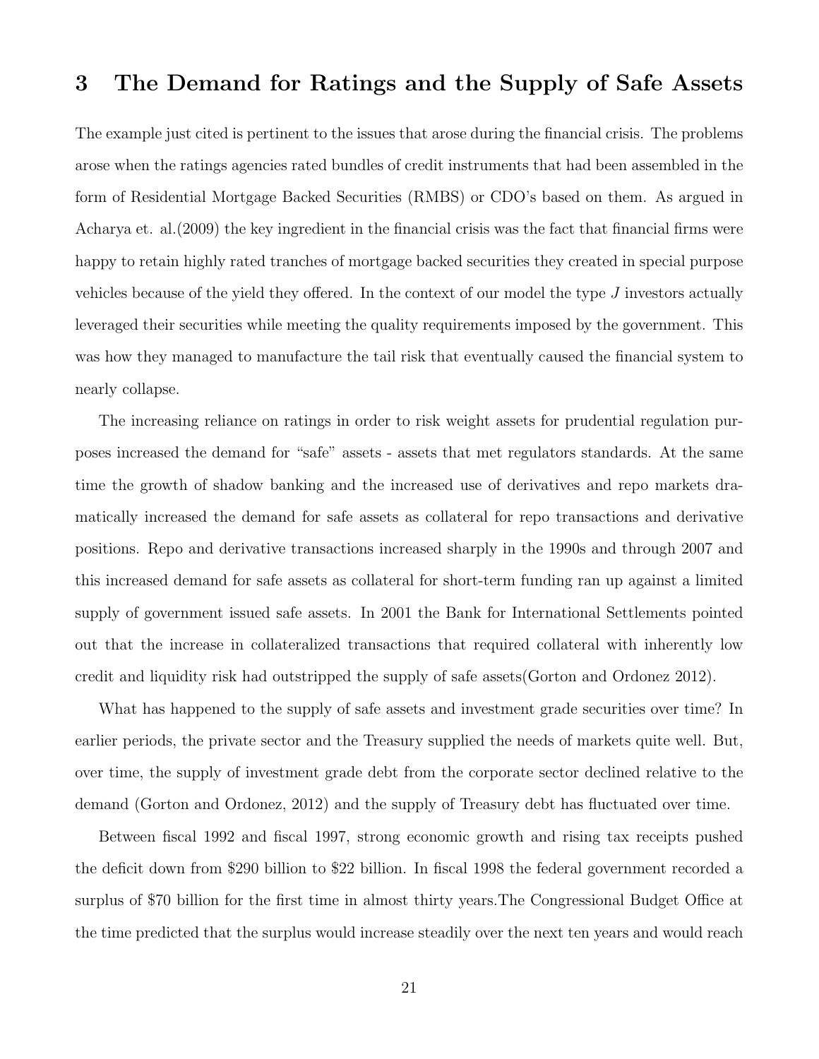## 3 The Demand for Ratings and the Supply of Safe Assets

The example just cited is pertinent to the issues that arose during the financial crisis. The problems arose when the ratings agencies rated bundles of credit instruments that had been assembled in the form of Residential Mortgage Backed Securities (RMBS) or CDO's based on them. As argued in Acharya et. al.(2009) the key ingredient in the financial crisis was the fact that financial firms were happy to retain highly rated tranches of mortgage backed securities they created in special purpose vehicles because of the yield they offered. In the context of our model the type $J$ investors actually leveraged their securities while meeting the quality requirements imposed by the government. This was how they managed to manufacture the tail risk that eventually caused the financial system to nearly collapse.

The increasing reliance on ratings in order to risk weight assets for prudential regulation purposes increased the demand for "safe" assets - assets that met regulators standards. At the same time the growth of shadow banking and the increased use of derivatives and repo markets dramatically increased the demand for safe assets as collateral for repo transactions and derivative positions. Repo and derivative transactions increased sharply in the 1990s and through 2007 and this increased demand for safe assets as collateral for short-term funding ran up against a limited supply of government issued safe assets. In 2001 the Bank for International Settlements pointed out that the increase in collateralized transactions that required collateral with inherently low credit and liquidity risk had outstripped the supply of safe assets(Gorton and Ordonez 2012).

What has happened to the supply of safe assets and investment grade securities over time? In earlier periods, the private sector and the Treasury supplied the needs of markets quite well. But, over time, the supply of investment grade debt from the corporate sector declined relative to the demand (Gorton and Ordonez, 2012) and the supply of Treasury debt has fluctuated over time.

Between fiscal 1992 and fiscal 1997, strong economic growth and rising tax receipts pushed the deficit down from $290 billion to $22 billion. In fiscal 1998 the federal government recorded a surplus of $70 billion for the first time in almost thirty years.The Congressional Budget Office at the time predicted that the surplus would increase steadily over the next ten years and would reach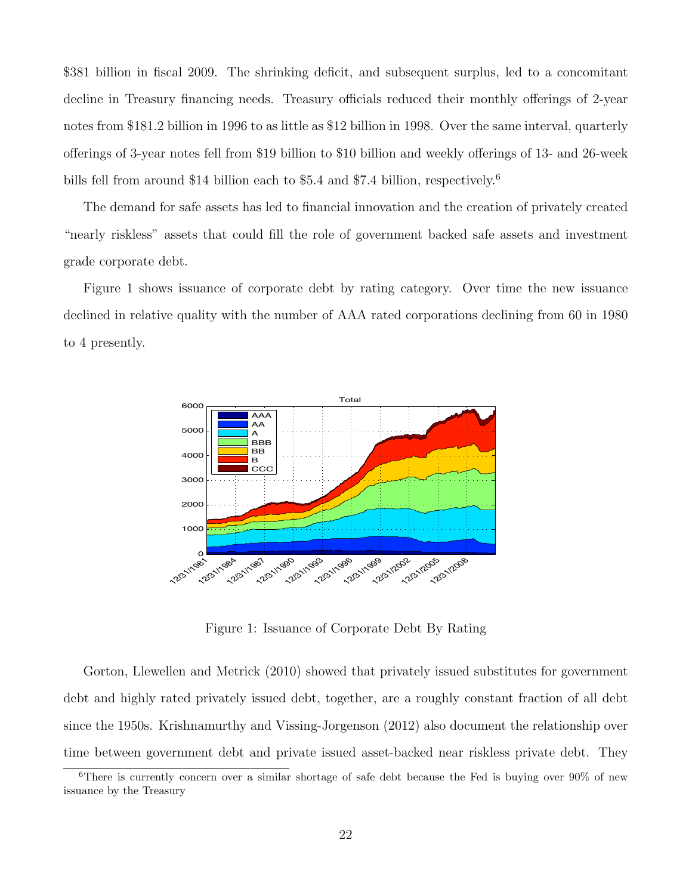$381 billion in fiscal 2009. The shrinking deficit, and subsequent surplus, led to a concomitant decline in Treasury financing needs. Treasury officials reduced their monthly offerings of 2-year notes from $181.2 billion in 1996 to as little as $12 billion in 1998. Over the same interval, quarterly offerings of 3-year notes fell from $19 billion to $10 billion and weekly offerings of 13- and 26-week bills fell from around $14 billion each to $5.4 and $7.4 billion, respectively.[6]

The demand for safe assets has led to financial innovation and the creation of privately created "nearly riskless" assets that could fill the role of government backed safe assets and investment grade corporate debt.

Figure 1 shows issuance of corporate debt by rating category. Over time the new issuance declined in relative quality with the number of AAA rated corporations declining from 60 in 1980 to 4 presently.

Figure 1: Issuance of Corporate Debt By Rating

Gorton, Llewellen and Metrick (2010) showed that privately issued substitutes for government debt and highly rated privately issued debt, together, are a roughly constant fraction of all debt since the 1950s. Krishnamurthy and Vissing-Jorgenson (2012) also document the relationship over time between government debt and private issued asset-backed near riskless private debt. They

[6]There is currently concern over a similar shortage of safe debt because the Fed is buying over 90% of new issuance by the Treasury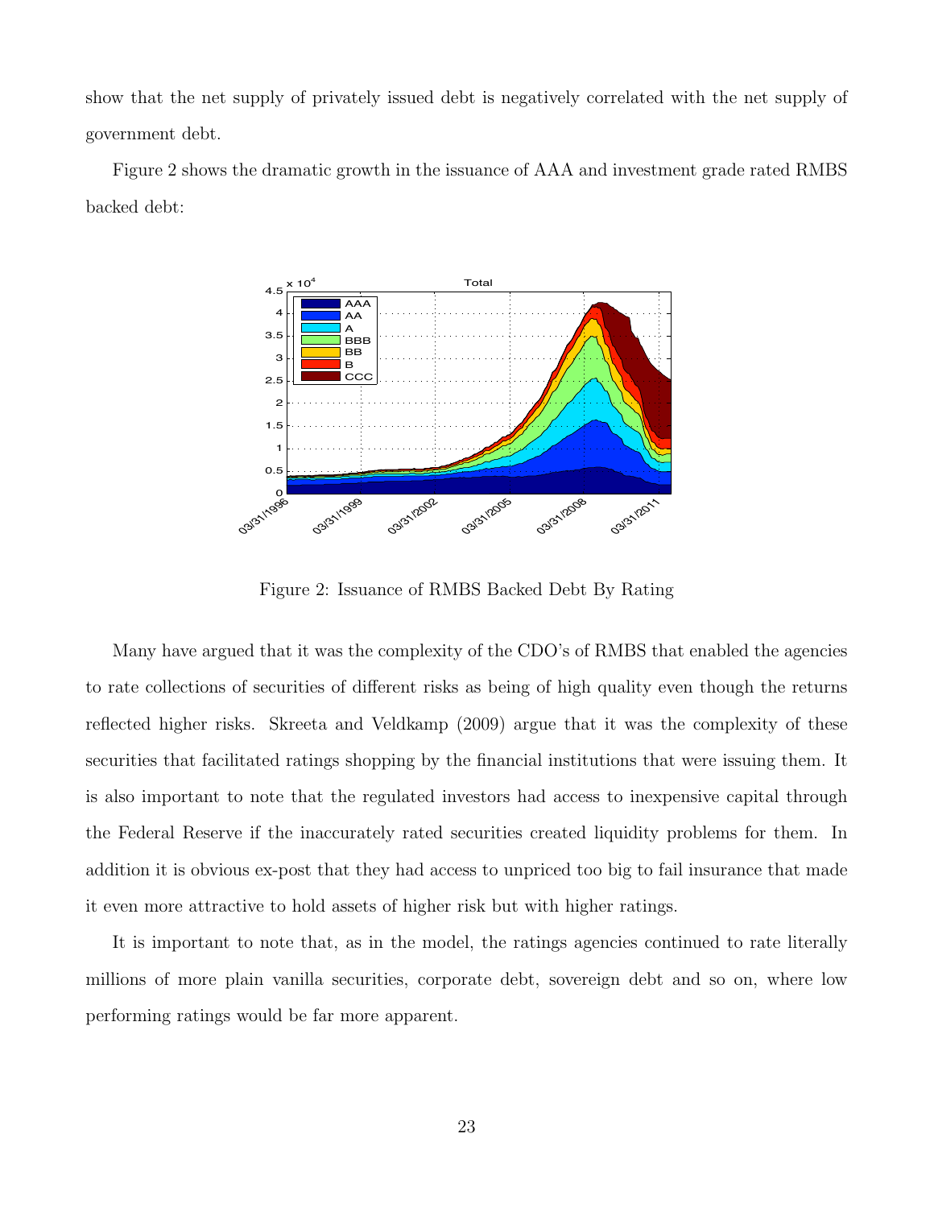show that the net supply of privately issued debt is negatively correlated with the net supply of government debt.

Figure 2 shows the dramatic growth in the issuance of AAA and investment grade rated RMBS backed debt:

Figure 2: Issuance of RMBS Backed Debt By Rating

Many have argued that it was the complexity of the CDO's of RMBS that enabled the agencies to rate collections of securities of different risks as being of high quality even though the returns reflected higher risks. Skreeta and Veldkamp (2009) argue that it was the complexity of these securities that facilitated ratings shopping by the financial institutions that were issuing them. It is also important to note that the regulated investors had access to inexpensive capital through the Federal Reserve if the inaccurately rated securities created liquidity problems for them. In addition it is obvious ex-post that they had access to unpriced too big to fail insurance that made it even more attractive to hold assets of higher risk but with higher ratings.

It is important to note that, as in the model, the ratings agencies continued to rate literally millions of more plain vanilla securities, corporate debt, sovereign debt and so on, where low performing ratings would be far more apparent.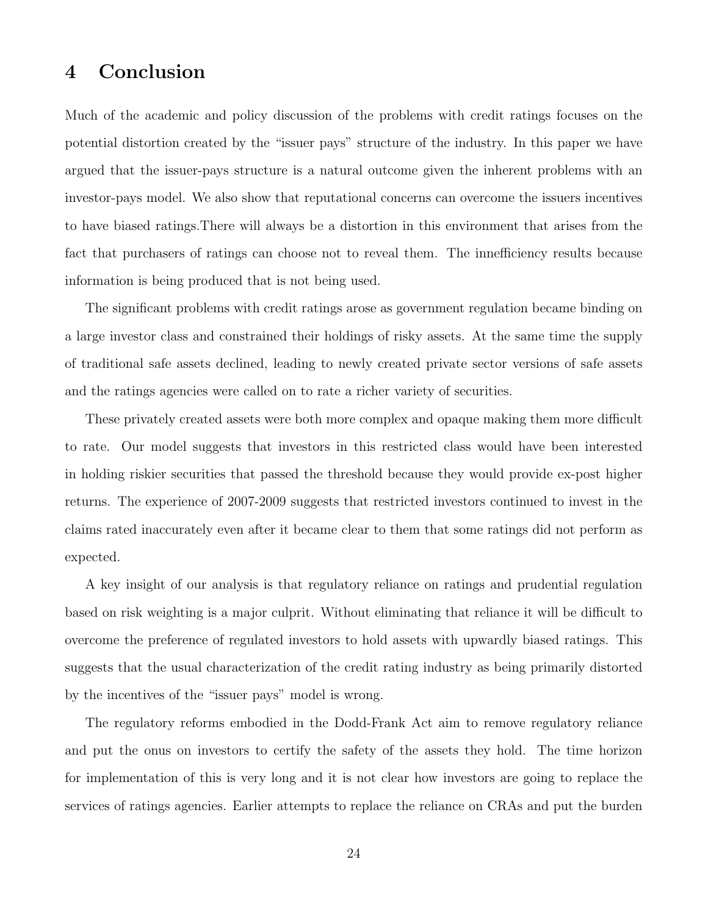# 4 Conclusion

Much of the academic and policy discussion of the problems with credit ratings focuses on the potential distortion created by the "issuer pays" structure of the industry. In this paper we have argued that the issuer-pays structure is a natural outcome given the inherent problems with an investor-pays model. We also show that reputational concerns can overcome the issuers incentives to have biased ratings.There will always be a distortion in this environment that arises from the fact that purchasers of ratings can choose not to reveal them. The innefficiency results because information is being produced that is not being used.

The significant problems with credit ratings arose as government regulation became binding on a large investor class and constrained their holdings of risky assets. At the same time the supply of traditional safe assets declined, leading to newly created private sector versions of safe assets and the ratings agencies were called on to rate a richer variety of securities.

These privately created assets were both more complex and opaque making them more difficult to rate. Our model suggests that investors in this restricted class would have been interested in holding riskier securities that passed the threshold because they would provide ex-post higher returns. The experience of 2007-2009 suggests that restricted investors continued to invest in the claims rated inaccurately even after it became clear to them that some ratings did not perform as expected.

A key insight of our analysis is that regulatory reliance on ratings and prudential regulation based on risk weighting is a major culprit. Without eliminating that reliance it will be difficult to overcome the preference of regulated investors to hold assets with upwardly biased ratings. This suggests that the usual characterization of the credit rating industry as being primarily distorted by the incentives of the "issuer pays" model is wrong.

The regulatory reforms embodied in the Dodd-Frank Act aim to remove regulatory reliance and put the onus on investors to certify the safety of the assets they hold. The time horizon for implementation of this is very long and it is not clear how investors are going to replace the services of ratings agencies. Earlier attempts to replace the reliance on CRAs and put the burden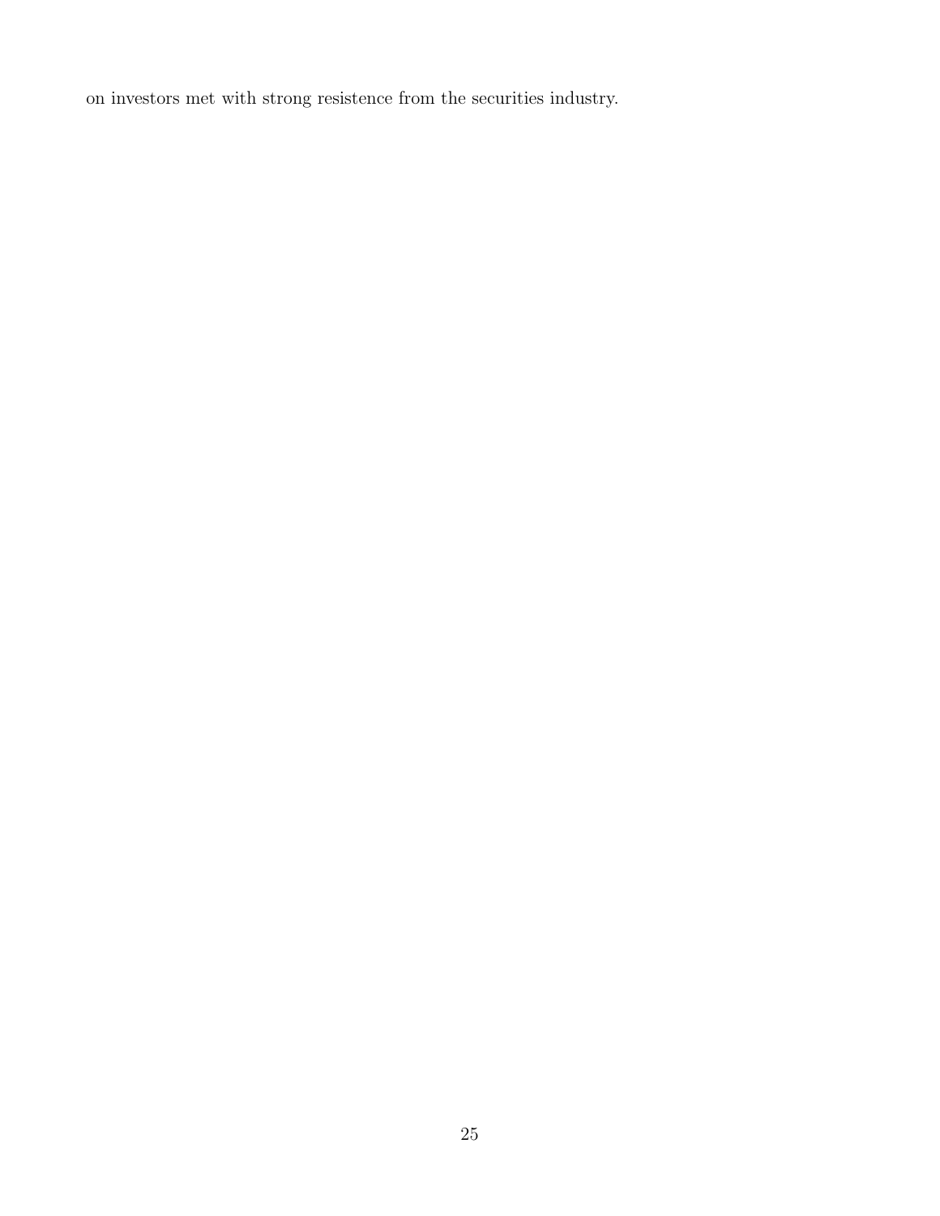on investors met with strong resistence from the securities industry.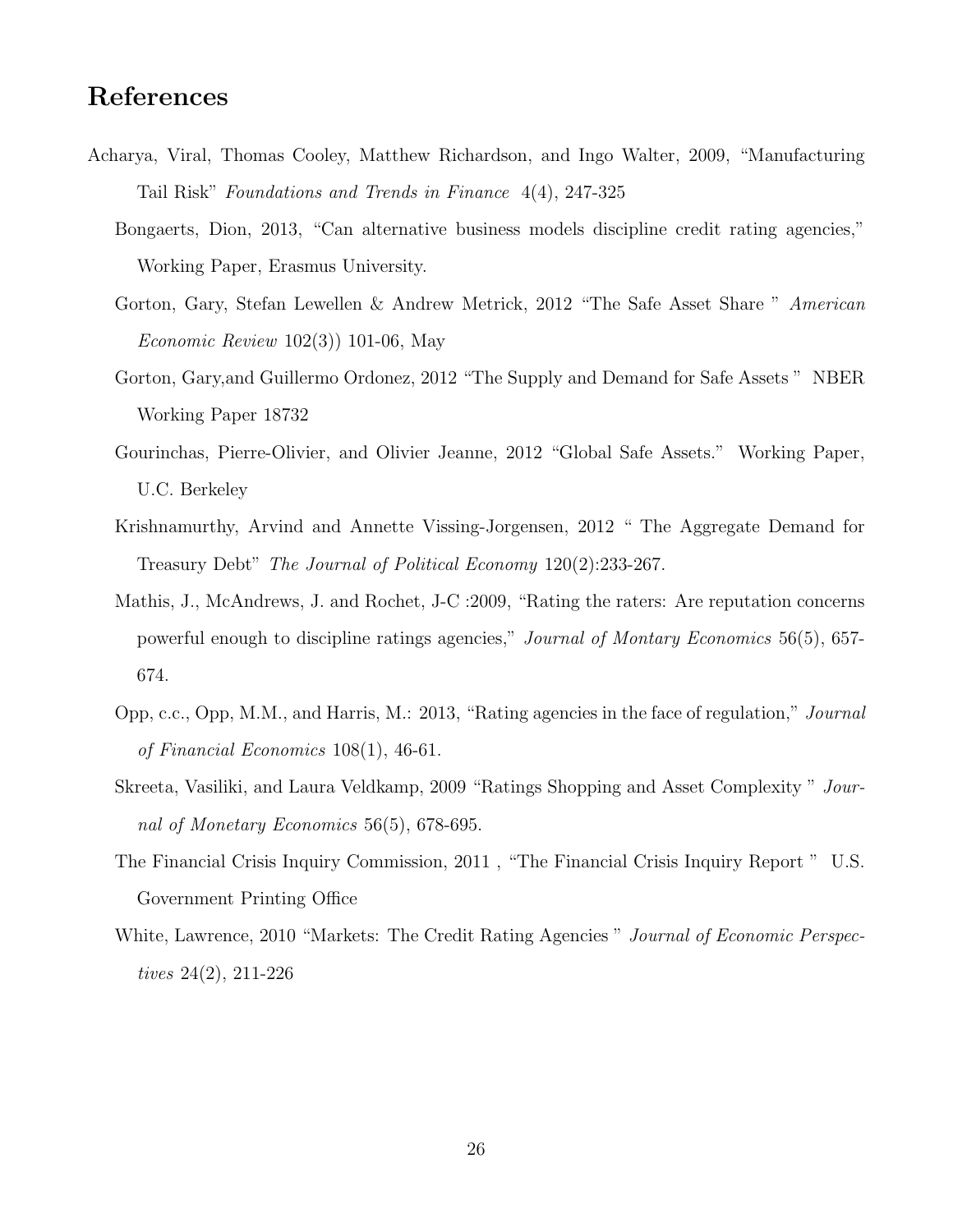## References

Acharya, Viral, Thomas Cooley, Matthew Richardson, and Ingo Walter, 2009, "Manufacturing Tail Risk" *Foundations and Trends in Finance* 4(4), 247-325

Bongaerts, Dion, 2013, "Can alternative business models discipline credit rating agencies," Working Paper, Erasmus University.

Gorton, Gary, Stefan Lewellen & Andrew Metrick, 2012 "The Safe Asset Share " *American Economic Review* 102(3)) 101-06, May

Gorton, Gary,and Guillermo Ordonez, 2012 "The Supply and Demand for Safe Assets " NBER Working Paper 18732

Gourinchas, Pierre-Olivier, and Olivier Jeanne, 2012 "Global Safe Assets." Working Paper, U.C. Berkeley

Krishnamurthy, Arvind and Annette Vissing-Jorgensen, 2012 " The Aggregate Demand for Treasury Debt" *The Journal of Political Economy* 120(2):233-267.

Mathis, J., McAndrews, J. and Rochet, J-C :2009, "Rating the raters: Are reputation concerns powerful enough to discipline ratings agencies," *Journal of Montary Economics* 56(5), 657-674.

Opp, c.c., Opp, M.M., and Harris, M.: 2013, "Rating agencies in the face of regulation," *Journal of Financial Economics* 108(1), 46-61.

Skreeta, Vasiliki, and Laura Veldkamp, 2009 "Ratings Shopping and Asset Complexity " *Journal of Monetary Economics* 56(5), 678-695.

The Financial Crisis Inquiry Commission, 2011 , "The Financial Crisis Inquiry Report " U.S. Government Printing Office

White, Lawrence, 2010 "Markets: The Credit Rating Agencies " *Journal of Economic Perspectives* 24(2), 211-226